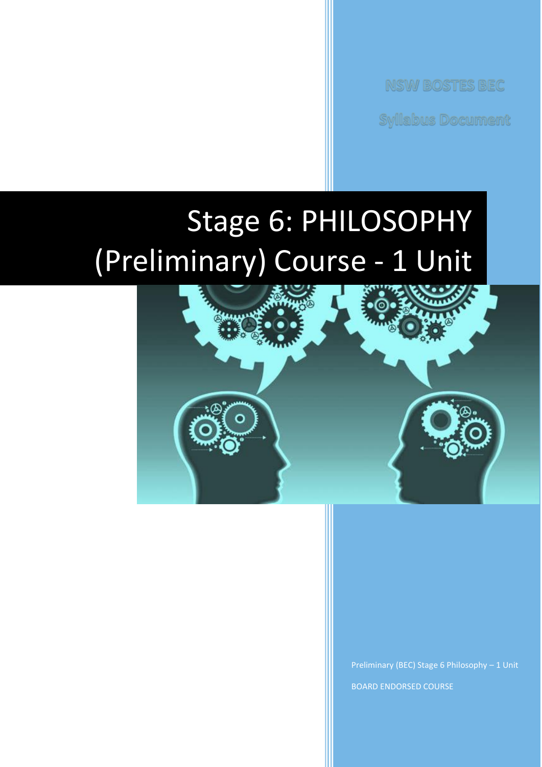NSW BOSTES BEC

Syllabus Document

# Stage 6: PHILOSOPHY (Preliminary) Course - 1 Unit

Preliminary (BEC) Stage 6 Philosophy – 1 Unit

BOARD ENDORSED COURSE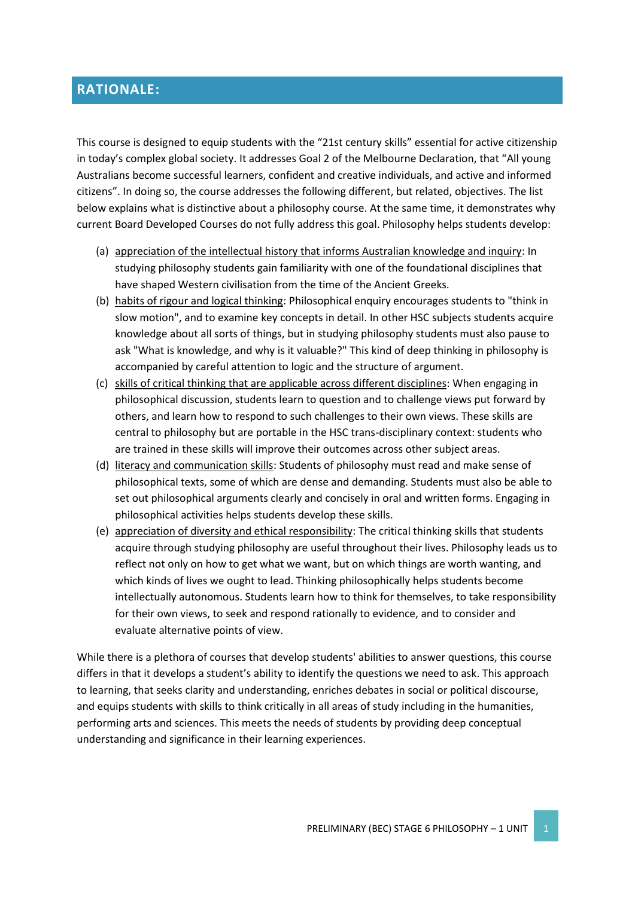## RATIONALE:

This course is designed to equip students with the “21st century skills” essential for active citizenship in today’s complex global society. It addresses Goal 2 of the Melbourne Declaration, that “All young Australians become successful learners, confident and creative individuals, and active and informed citizens”. In doing so, the course addresses the following different, but related, objectives. The list below explains what is distinctive about a philosophy course. At the same time, it demonstrates why current Board Developed Courses do not fully address this goal. Philosophy helps students develop:

(a) <u>appreciation of the intellectual history that informs Australian knowledge and inquiry</u>: In studying philosophy students gain familiarity with one of the foundational disciplines that have shaped Western civilisation from the time of the Ancient Greeks.

(b) <u>habits of rigour and logical thinking</u>: Philosophical enquiry encourages students to "think in slow motion", and to examine key concepts in detail. In other HSC subjects students acquire knowledge about all sorts of things, but in studying philosophy students must also pause to ask "What is knowledge, and why is it valuable?" This kind of deep thinking in philosophy is accompanied by careful attention to logic and the structure of argument.

(c) <u>skills of critical thinking that are applicable across different disciplines</u>: When engaging in philosophical discussion, students learn to question and to challenge views put forward by others, and learn how to respond to such challenges to their own views. These skills are central to philosophy but are portable in the HSC trans-disciplinary context: students who are trained in these skills will improve their outcomes across other subject areas.

(d) <u>literacy and communication skills</u>: Students of philosophy must read and make sense of philosophical texts, some of which are dense and demanding. Students must also be able to set out philosophical arguments clearly and concisely in oral and written forms. Engaging in philosophical activities helps students develop these skills.

(e) <u>appreciation of diversity and ethical responsibility</u>: The critical thinking skills that students acquire through studying philosophy are useful throughout their lives. Philosophy leads us to reflect not only on how to get what we want, but on which things are worth wanting, and which kinds of lives we ought to lead. Thinking philosophically helps students become intellectually autonomous. Students learn how to think for themselves, to take responsibility for their own views, to seek and respond rationally to evidence, and to consider and evaluate alternative points of view.

While there is a plethora of courses that develop students' abilities to answer questions, this course differs in that it develops a student’s ability to identify the questions we need to ask. This approach to learning, that seeks clarity and understanding, enriches debates in social or political discourse, and equips students with skills to think critically in all areas of study including in the humanities, performing arts and sciences. This meets the needs of students by providing deep conceptual understanding and significance in their learning experiences.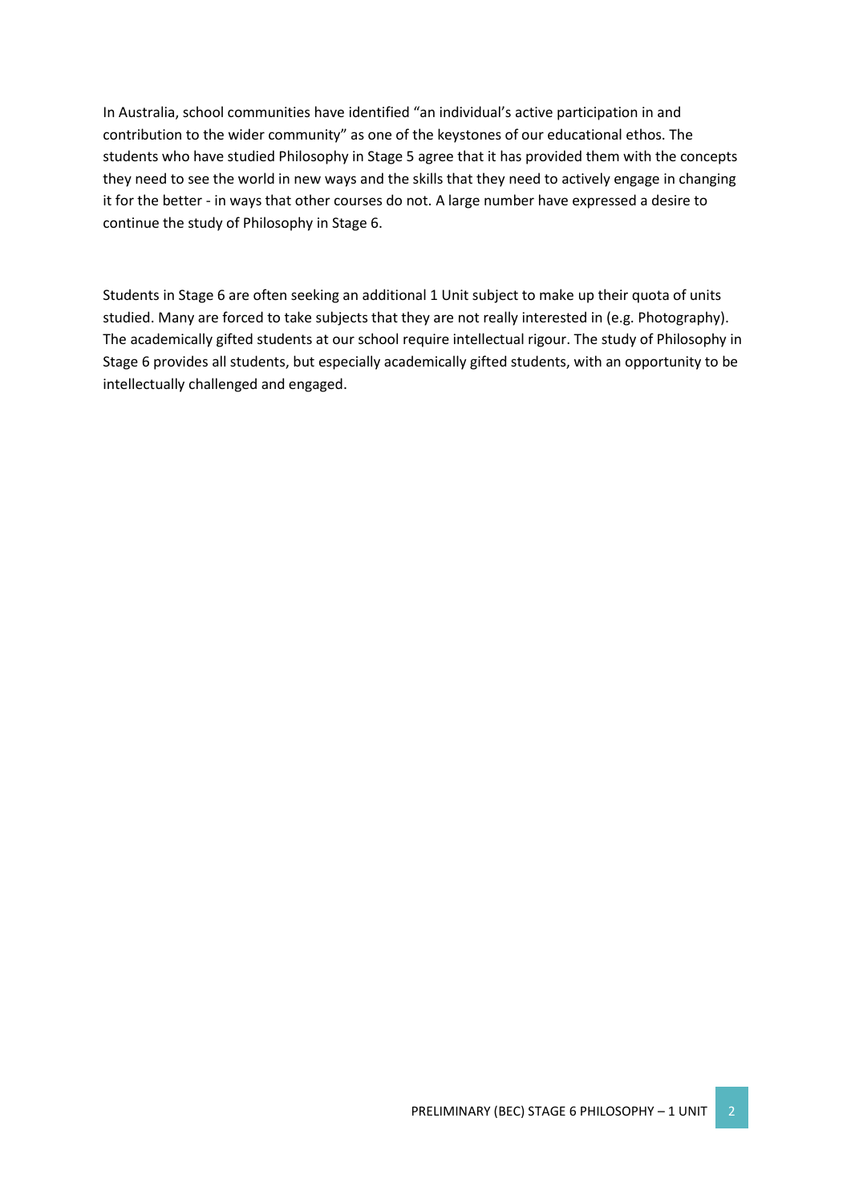In Australia, school communities have identified “an individual’s active participation in and contribution to the wider community” as one of the keystones of our educational ethos. The students who have studied Philosophy in Stage 5 agree that it has provided them with the concepts they need to see the world in new ways and the skills that they need to actively engage in changing it for the better - in ways that other courses do not. A large number have expressed a desire to continue the study of Philosophy in Stage 6.

Students in Stage 6 are often seeking an additional 1 Unit subject to make up their quota of units studied. Many are forced to take subjects that they are not really interested in (e.g. Photography). The academically gifted students at our school require intellectual rigour. The study of Philosophy in Stage 6 provides all students, but especially academically gifted students, with an opportunity to be intellectually challenged and engaged.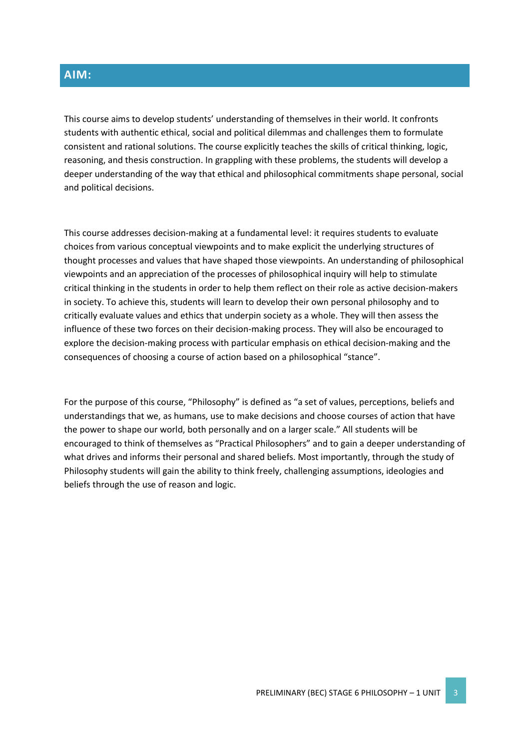## AIM:

This course aims to develop students' understanding of themselves in their world. It confronts students with authentic ethical, social and political dilemmas and challenges them to formulate consistent and rational solutions. The course explicitly teaches the skills of critical thinking, logic, reasoning, and thesis construction. In grappling with these problems, the students will develop a deeper understanding of the way that ethical and philosophical commitments shape personal, social and political decisions.

This course addresses decision-making at a fundamental level: it requires students to evaluate choices from various conceptual viewpoints and to make explicit the underlying structures of thought processes and values that have shaped those viewpoints. An understanding of philosophical viewpoints and an appreciation of the processes of philosophical inquiry will help to stimulate critical thinking in the students in order to help them reflect on their role as active decision-makers in society. To achieve this, students will learn to develop their own personal philosophy and to critically evaluate values and ethics that underpin society as a whole. They will then assess the influence of these two forces on their decision-making process. They will also be encouraged to explore the decision-making process with particular emphasis on ethical decision-making and the consequences of choosing a course of action based on a philosophical "stance".

For the purpose of this course, "Philosophy" is defined as "a set of values, perceptions, beliefs and understandings that we, as humans, use to make decisions and choose courses of action that have the power to shape our world, both personally and on a larger scale." All students will be encouraged to think of themselves as "Practical Philosophers" and to gain a deeper understanding of what drives and informs their personal and shared beliefs. Most importantly, through the study of Philosophy students will gain the ability to think freely, challenging assumptions, ideologies and beliefs through the use of reason and logic.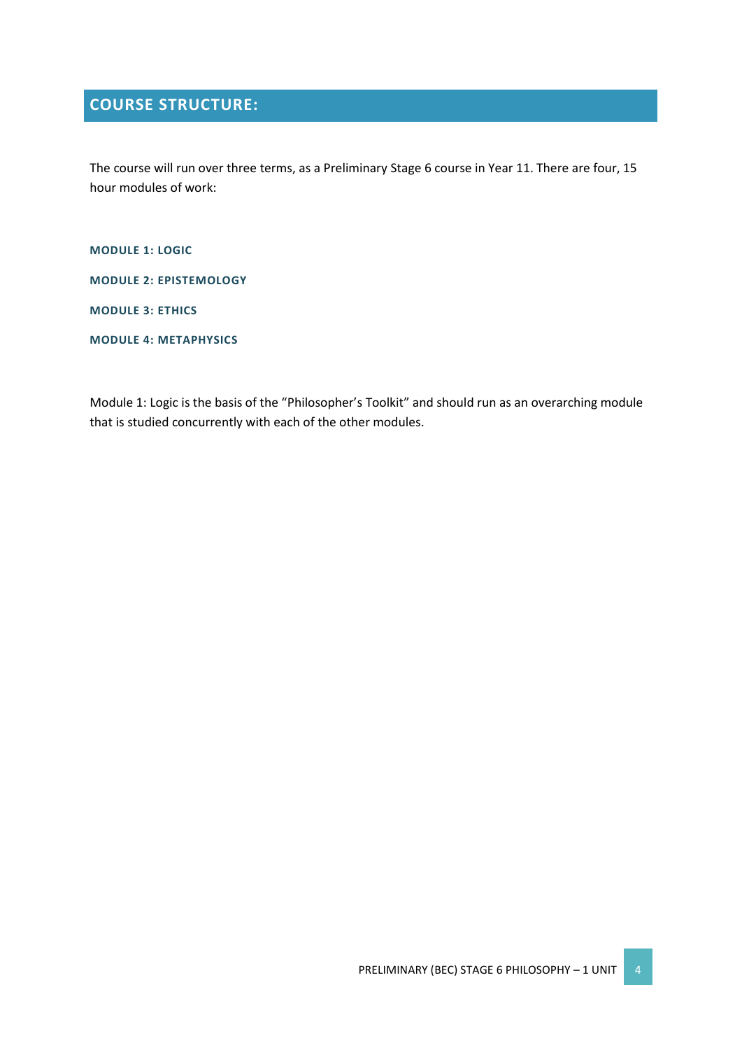## COURSE STRUCTURE:

The course will run over three terms, as a Preliminary Stage 6 course in Year 11. There are four, 15 hour modules of work:

**MODULE 1: LOGIC**

**MODULE 2: EPISTEMOLOGY**

**MODULE 3: ETHICS**

**MODULE 4: METAPHYSICS**

Module 1: Logic is the basis of the "Philosopher's Toolkit" and should run as an overarching module that is studied concurrently with each of the other modules.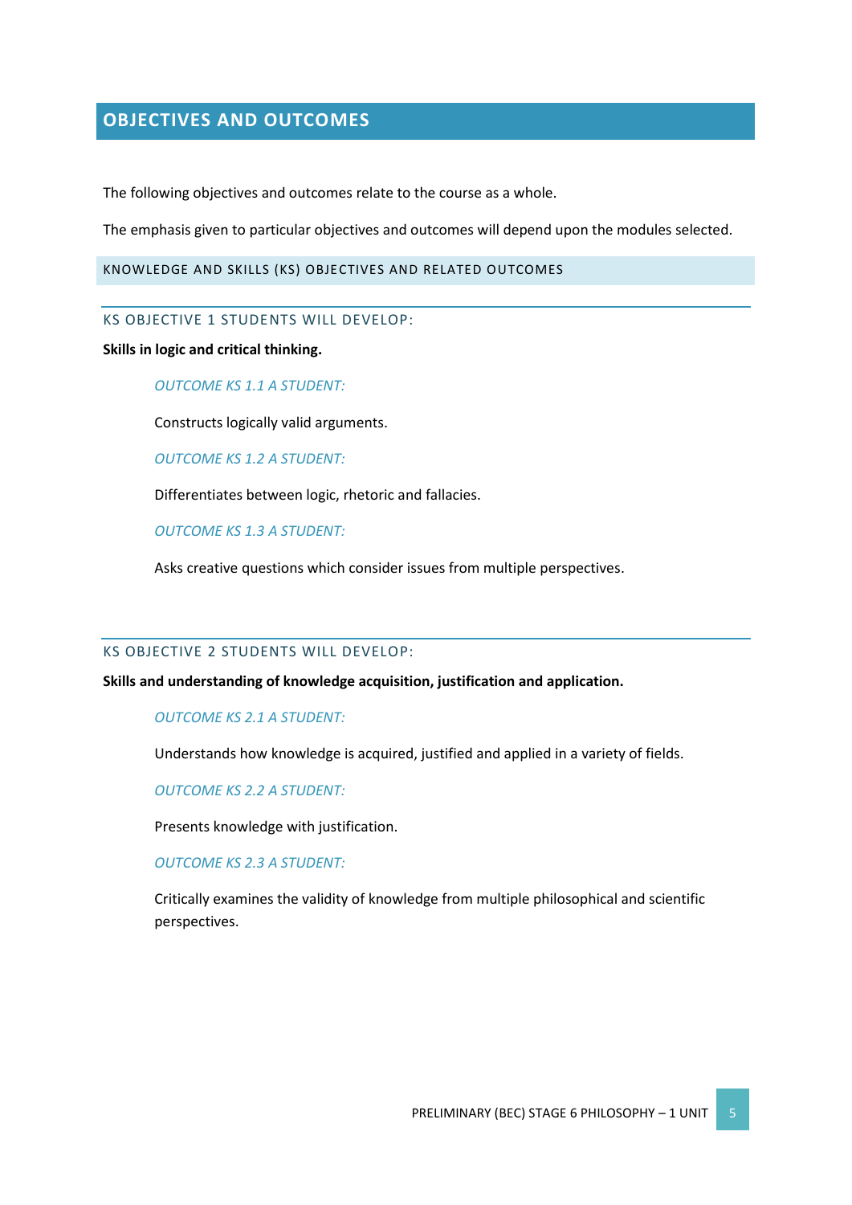# OBJECTIVES AND OUTCOMES

The following objectives and outcomes relate to the course as a whole.

The emphasis given to particular objectives and outcomes will depend upon the modules selected.

## KNOWLEDGE AND SKILLS (KS) OBJECTIVES AND RELATED OUTCOMES

### KS OBJECTIVE 1 STUDENTS WILL DEVELOP:

**Skills in logic and critical thinking.**

*OUTCOME KS 1.1 A STUDENT:*

Constructs logically valid arguments.

*OUTCOME KS 1.2 A STUDENT:*

Differentiates between logic, rhetoric and fallacies.

*OUTCOME KS 1.3 A STUDENT:*

Asks creative questions which consider issues from multiple perspectives.

### KS OBJECTIVE 2 STUDENTS WILL DEVELOP:

**Skills and understanding of knowledge acquisition, justification and application.**

*OUTCOME KS 2.1 A STUDENT:*

Understands how knowledge is acquired, justified and applied in a variety of fields.

*OUTCOME KS 2.2 A STUDENT:*

Presents knowledge with justification.

*OUTCOME KS 2.3 A STUDENT:*

Critically examines the validity of knowledge from multiple philosophical and scientific perspectives.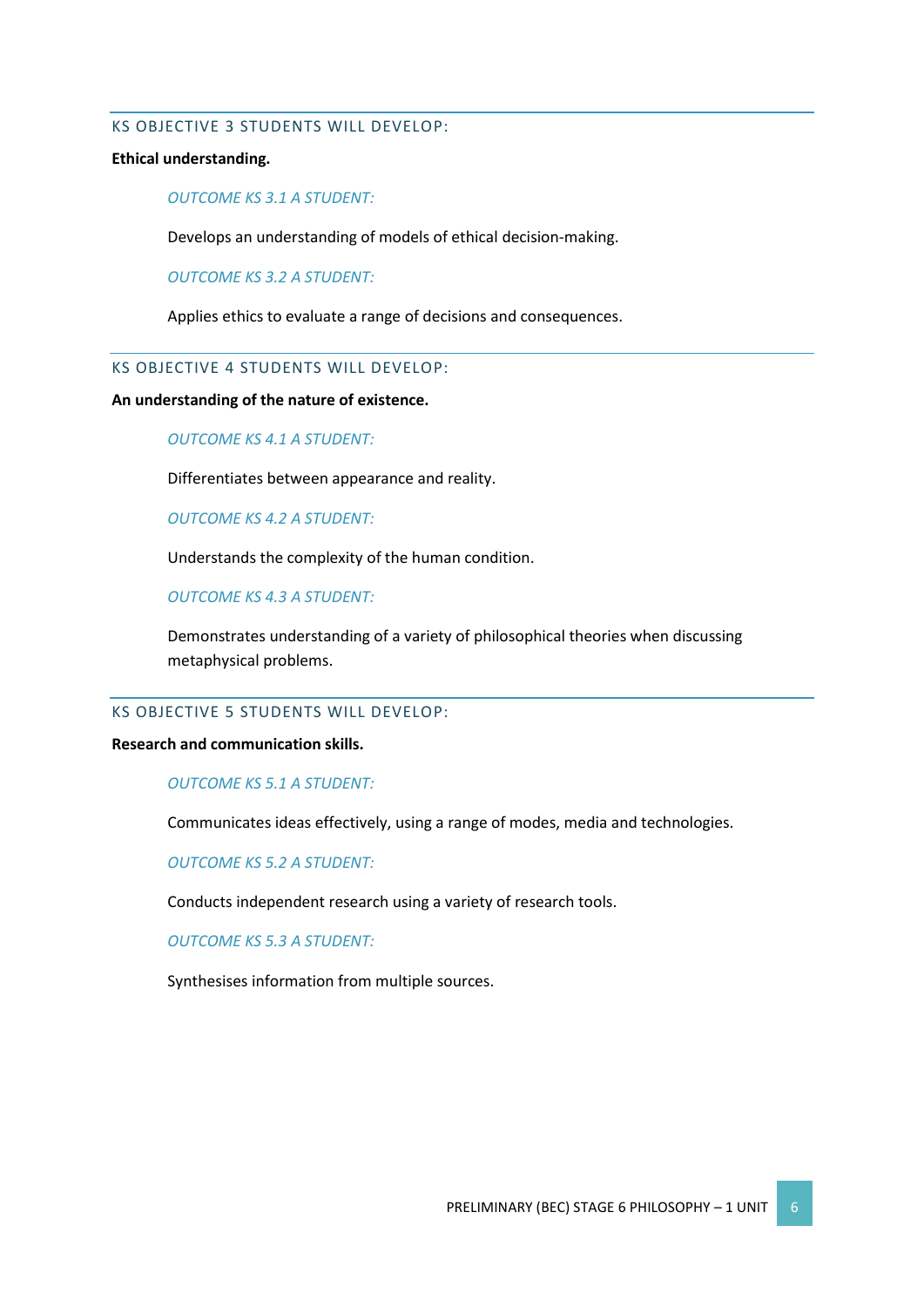## KS OBJECTIVE 3 STUDENTS WILL DEVELOP:

**Ethical understanding.**

*OUTCOME KS 3.1 A STUDENT:*

Develops an understanding of models of ethical decision-making.

*OUTCOME KS 3.2 A STUDENT:*

Applies ethics to evaluate a range of decisions and consequences.

## KS OBJECTIVE 4 STUDENTS WILL DEVELOP:

**An understanding of the nature of existence.**

*OUTCOME KS 4.1 A STUDENT:*

Differentiates between appearance and reality.

*OUTCOME KS 4.2 A STUDENT:*

Understands the complexity of the human condition.

*OUTCOME KS 4.3 A STUDENT:*

Demonstrates understanding of a variety of philosophical theories when discussing metaphysical problems.

## KS OBJECTIVE 5 STUDENTS WILL DEVELOP:

**Research and communication skills.**

*OUTCOME KS 5.1 A STUDENT:*

Communicates ideas effectively, using a range of modes, media and technologies.

*OUTCOME KS 5.2 A STUDENT:*

Conducts independent research using a variety of research tools.

*OUTCOME KS 5.3 A STUDENT:*

Synthesises information from multiple sources.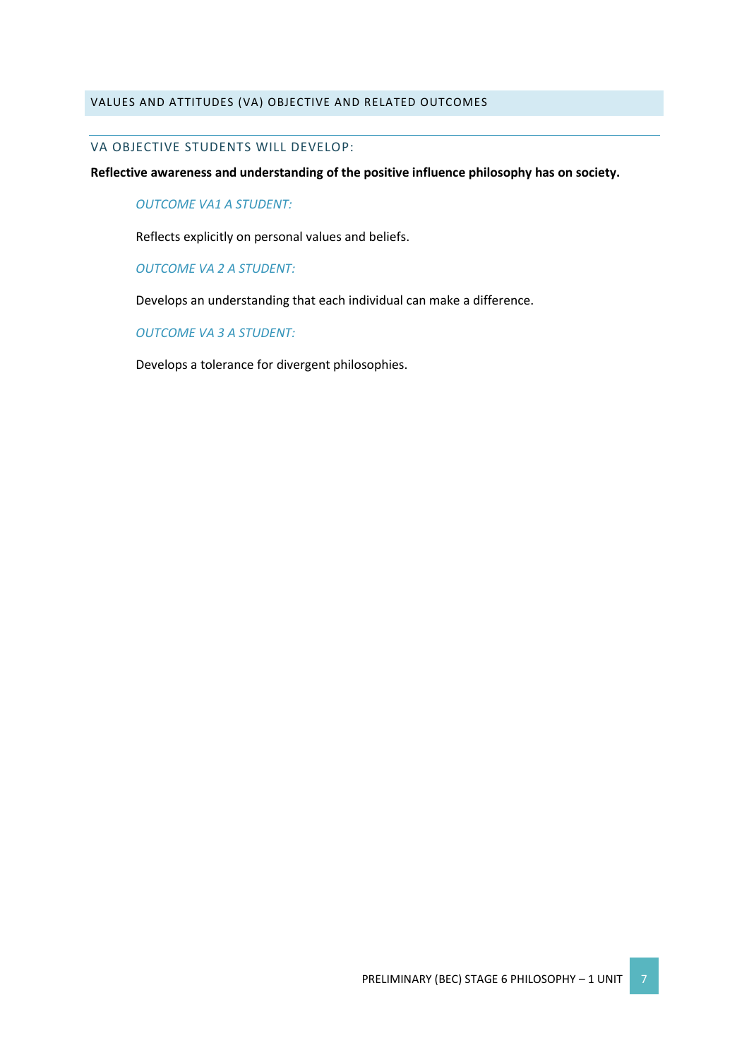## VALUES AND ATTITUDES (VA) OBJECTIVE AND RELATED OUTCOMES

### VA OBJECTIVE STUDENTS WILL DEVELOP:

**Reflective awareness and understanding of the positive influence philosophy has on society.**

*OUTCOME VA1 A STUDENT:*

Reflects explicitly on personal values and beliefs.

*OUTCOME VA 2 A STUDENT:*

Develops an understanding that each individual can make a difference.

*OUTCOME VA 3 A STUDENT:*

Develops a tolerance for divergent philosophies.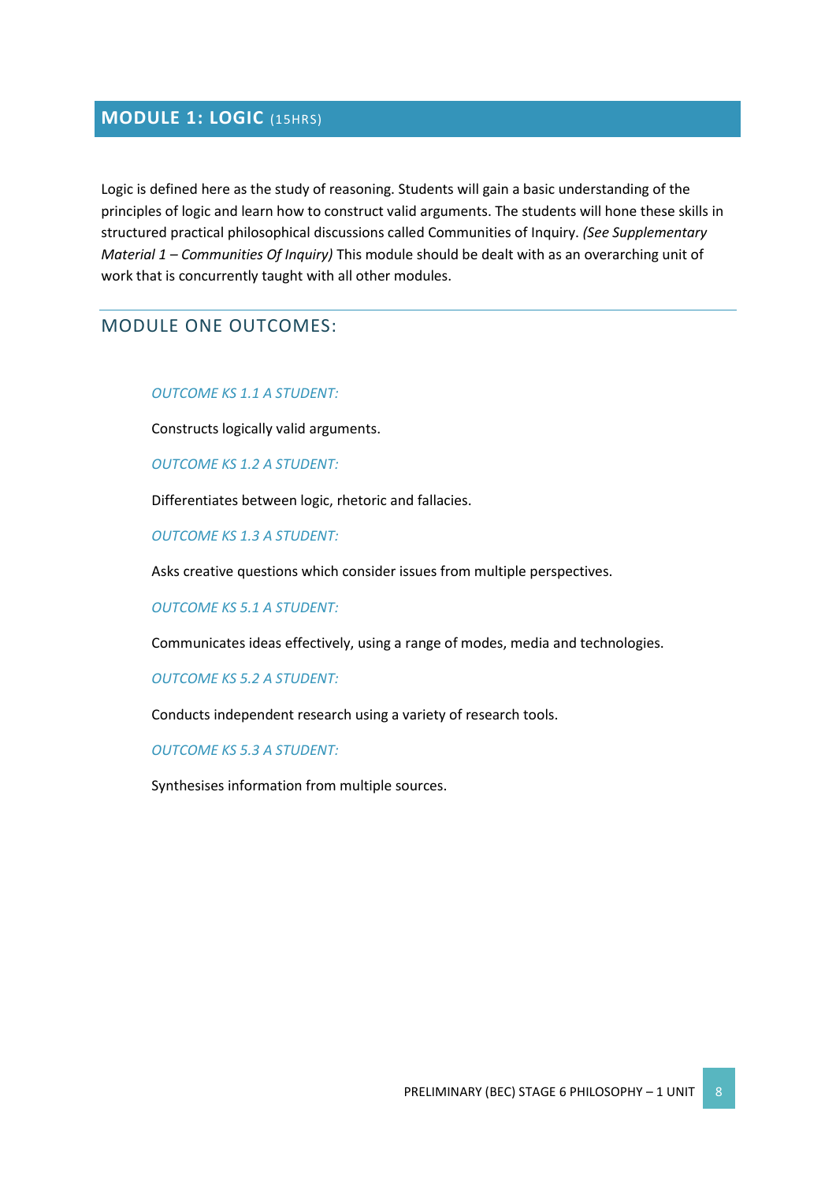## MODULE 1: LOGIC (15HRS)

Logic is defined here as the study of reasoning. Students will gain a basic understanding of the principles of logic and learn how to construct valid arguments. The students will hone these skills in structured practical philosophical discussions called Communities of Inquiry. *(See Supplementary Material 1 – Communities Of Inquiry)* This module should be dealt with as an overarching unit of work that is concurrently taught with all other modules.

### MODULE ONE OUTCOMES:

*OUTCOME KS 1.1 A STUDENT:*

Constructs logically valid arguments.

*OUTCOME KS 1.2 A STUDENT:*

Differentiates between logic, rhetoric and fallacies.

*OUTCOME KS 1.3 A STUDENT:*

Asks creative questions which consider issues from multiple perspectives.

*OUTCOME KS 5.1 A STUDENT:*

Communicates ideas effectively, using a range of modes, media and technologies.

*OUTCOME KS 5.2 A STUDENT:*

Conducts independent research using a variety of research tools.

*OUTCOME KS 5.3 A STUDENT:*

Synthesises information from multiple sources.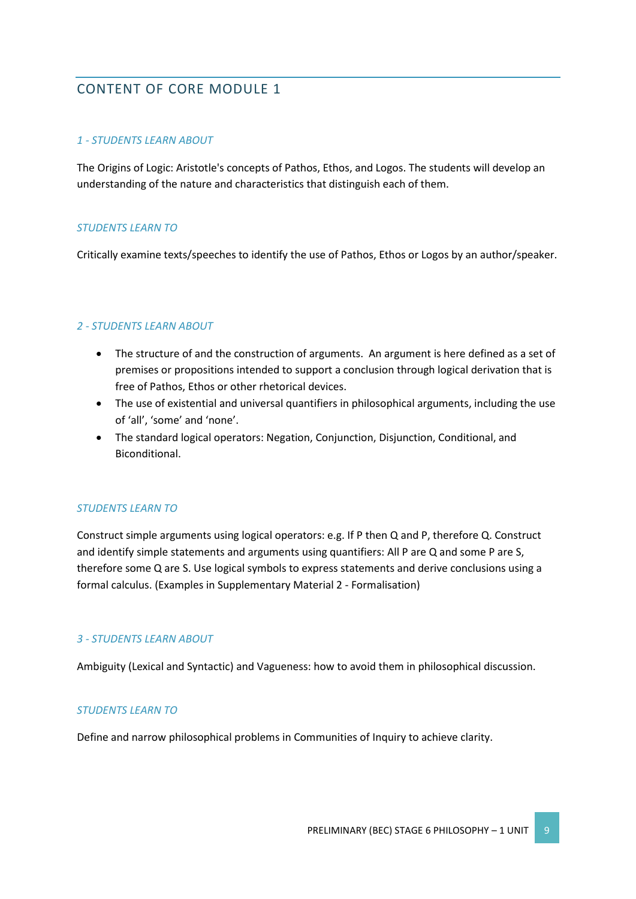## CONTENT OF CORE MODULE 1

### *1 - STUDENTS LEARN ABOUT*

The Origins of Logic: Aristotle's concepts of Pathos, Ethos, and Logos. The students will develop an understanding of the nature and characteristics that distinguish each of them.

### *STUDENTS LEARN TO*

Critically examine texts/speeches to identify the use of Pathos, Ethos or Logos by an author/speaker.

### *2 - STUDENTS LEARN ABOUT*

- The structure of and the construction of arguments. An argument is here defined as a set of premises or propositions intended to support a conclusion through logical derivation that is free of Pathos, Ethos or other rhetorical devices.
- The use of existential and universal quantifiers in philosophical arguments, including the use of 'all', 'some' and 'none'.
- The standard logical operators: Negation, Conjunction, Disjunction, Conditional, and Biconditional.

### *STUDENTS LEARN TO*

Construct simple arguments using logical operators: e.g. If P then Q and P, therefore Q. Construct and identify simple statements and arguments using quantifiers: All P are Q and some P are S, therefore some Q are S. Use logical symbols to express statements and derive conclusions using a formal calculus. (Examples in Supplementary Material 2 - Formalisation)

### *3 - STUDENTS LEARN ABOUT*

Ambiguity (Lexical and Syntactic) and Vagueness: how to avoid them in philosophical discussion.

### *STUDENTS LEARN TO*

Define and narrow philosophical problems in Communities of Inquiry to achieve clarity.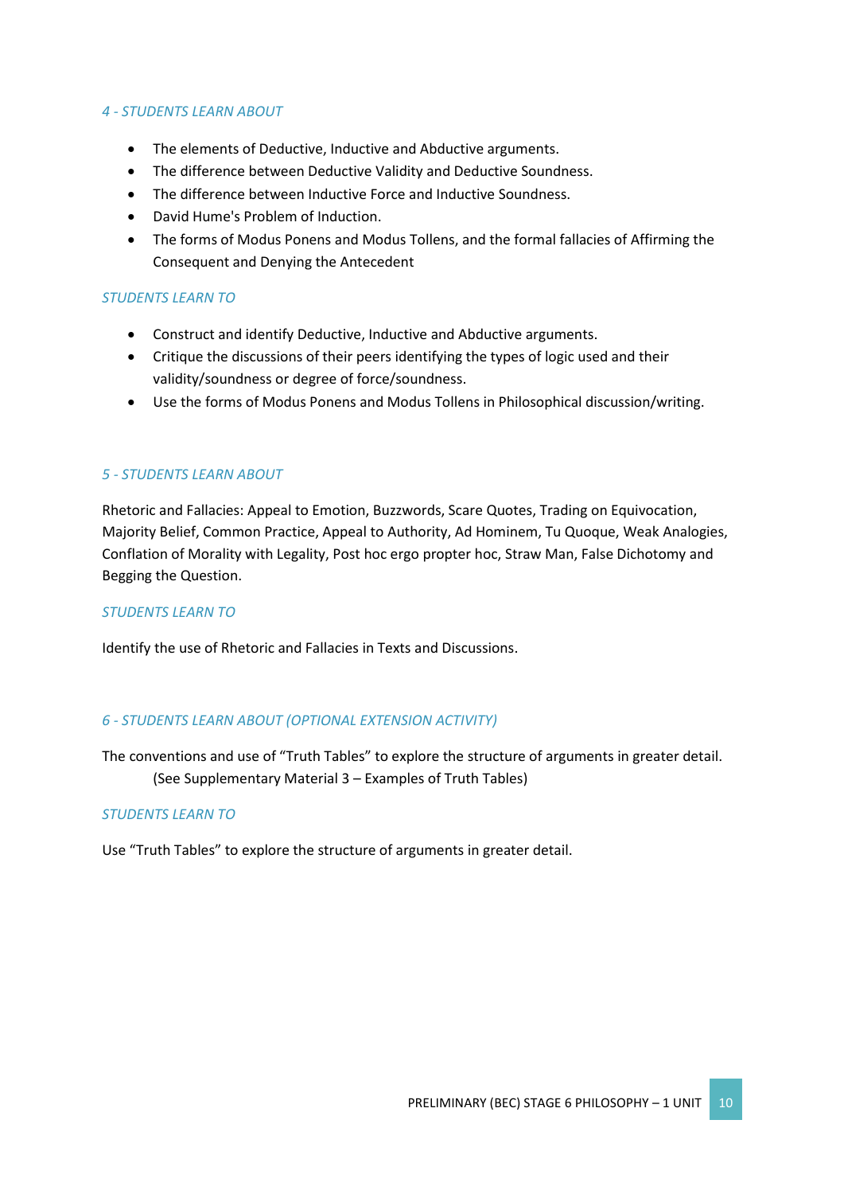#### *4 - STUDENTS LEARN ABOUT*

- The elements of Deductive, Inductive and Abductive arguments.
- The difference between Deductive Validity and Deductive Soundness.
- The difference between Inductive Force and Inductive Soundness.
- David Hume's Problem of Induction.
- The forms of Modus Ponens and Modus Tollens, and the formal fallacies of Affirming the Consequent and Denying the Antecedent

#### *STUDENTS LEARN TO*

- Construct and identify Deductive, Inductive and Abductive arguments.
- Critique the discussions of their peers identifying the types of logic used and their validity/soundness or degree of force/soundness.
- Use the forms of Modus Ponens and Modus Tollens in Philosophical discussion/writing.

#### *5 - STUDENTS LEARN ABOUT*

Rhetoric and Fallacies: Appeal to Emotion, Buzzwords, Scare Quotes, Trading on Equivocation, Majority Belief, Common Practice, Appeal to Authority, Ad Hominem, Tu Quoque, Weak Analogies, Conflation of Morality with Legality, Post hoc ergo propter hoc, Straw Man, False Dichotomy and Begging the Question.

#### *STUDENTS LEARN TO*

Identify the use of Rhetoric and Fallacies in Texts and Discussions.

#### *6 - STUDENTS LEARN ABOUT (OPTIONAL EXTENSION ACTIVITY)*

The conventions and use of “Truth Tables” to explore the structure of arguments in greater detail.
(See Supplementary Material 3 – Examples of Truth Tables)

#### *STUDENTS LEARN TO*

Use “Truth Tables” to explore the structure of arguments in greater detail.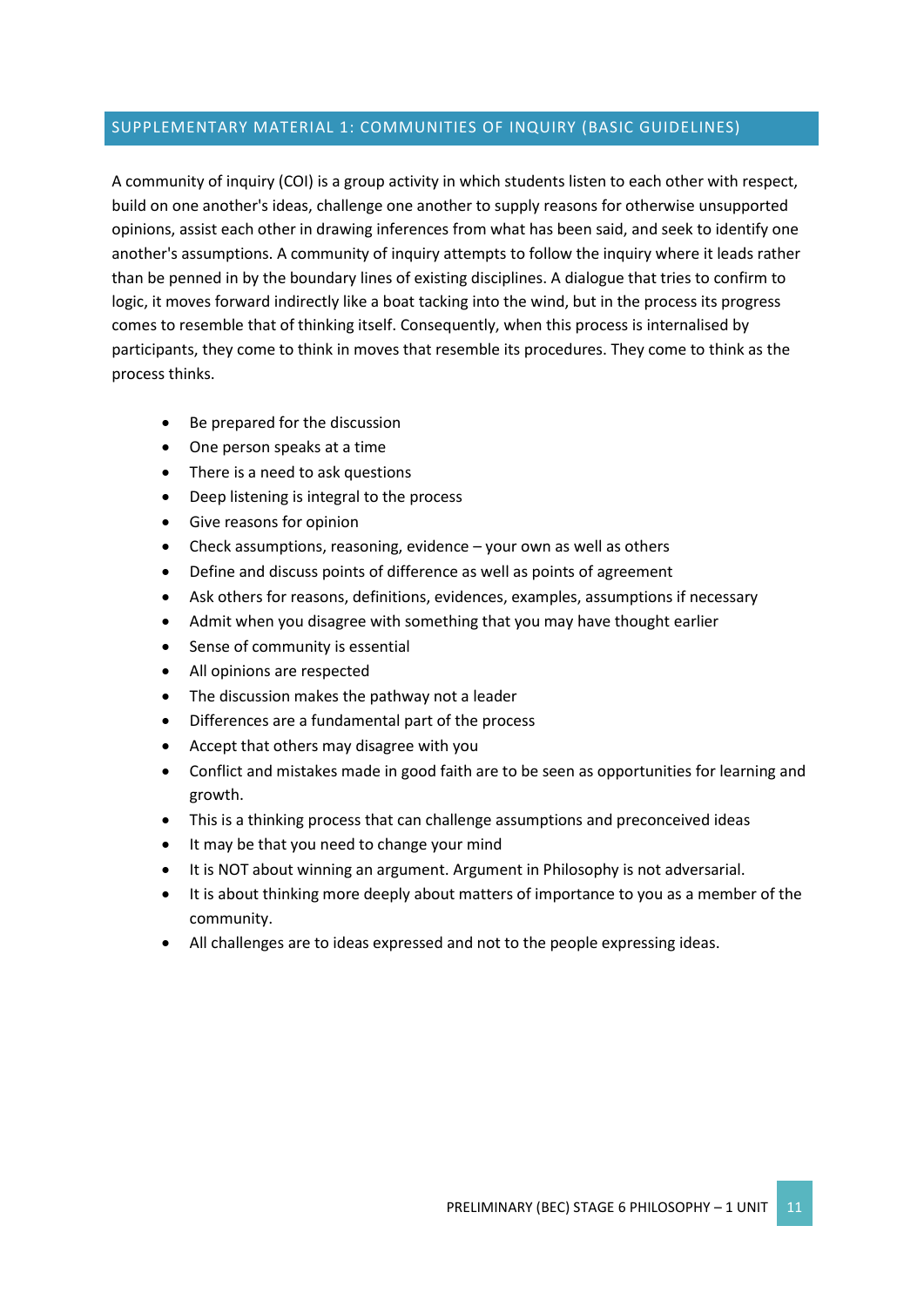## SUPPLEMENTARY MATERIAL 1: COMMUNITIES OF INQUIRY (BASIC GUIDELINES)

A community of inquiry (COI) is a group activity in which students listen to each other with respect, build on one another's ideas, challenge one another to supply reasons for otherwise unsupported opinions, assist each other in drawing inferences from what has been said, and seek to identify one another's assumptions. A community of inquiry attempts to follow the inquiry where it leads rather than be penned in by the boundary lines of existing disciplines. A dialogue that tries to confirm to logic, it moves forward indirectly like a boat tacking into the wind, but in the process its progress comes to resemble that of thinking itself. Consequently, when this process is internalised by participants, they come to think in moves that resemble its procedures. They come to think as the process thinks.

- Be prepared for the discussion
- One person speaks at a time
- There is a need to ask questions
- Deep listening is integral to the process
- Give reasons for opinion
- Check assumptions, reasoning, evidence – your own as well as others
- Define and discuss points of difference as well as points of agreement
- Ask others for reasons, definitions, evidences, examples, assumptions if necessary
- Admit when you disagree with something that you may have thought earlier
- Sense of community is essential
- All opinions are respected
- The discussion makes the pathway not a leader
- Differences are a fundamental part of the process
- Accept that others may disagree with you
- Conflict and mistakes made in good faith are to be seen as opportunities for learning and growth.
- This is a thinking process that can challenge assumptions and preconceived ideas
- It may be that you need to change your mind
- It is NOT about winning an argument. Argument in Philosophy is not adversarial.
- It is about thinking more deeply about matters of importance to you as a member of the community.
- All challenges are to ideas expressed and not to the people expressing ideas.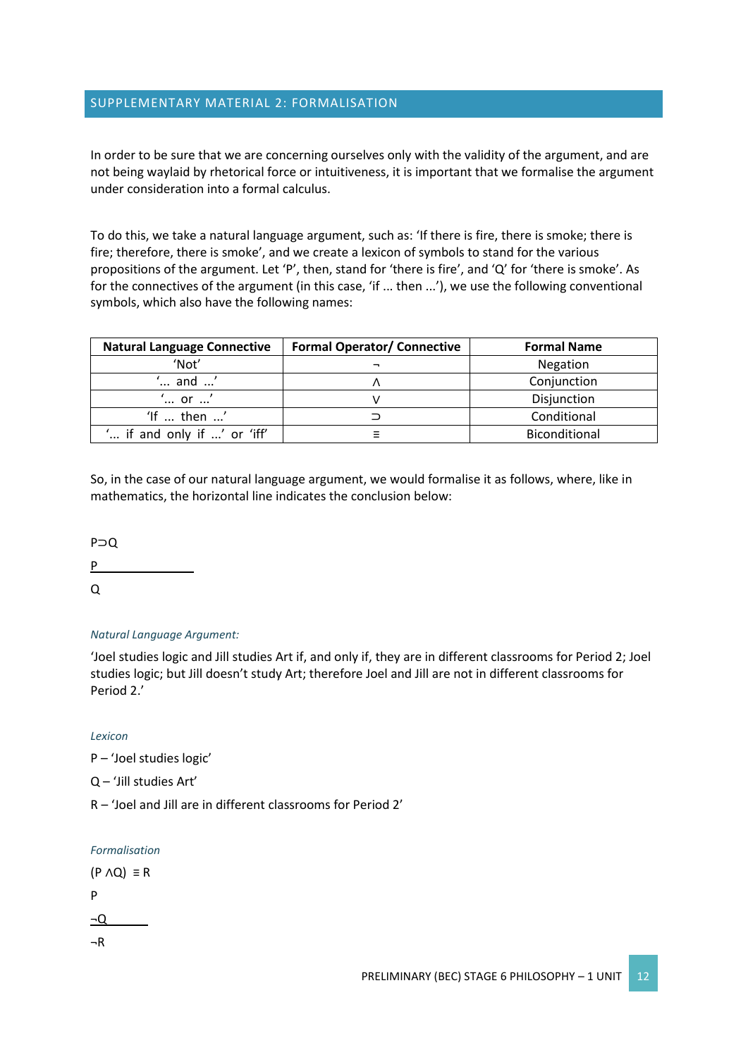## SUPPLEMENTARY MATERIAL 2: FORMALISATION

In order to be sure that we are concerning ourselves only with the validity of the argument, and are not being waylaid by rhetorical force or intuitiveness, it is important that we formalise the argument under consideration into a formal calculus.

To do this, we take a natural language argument, such as: 'If there is fire, there is smoke; there is fire; therefore, there is smoke', and we create a lexicon of symbols to stand for the various propositions of the argument. Let 'P', then, stand for 'there is fire', and 'Q' for 'there is smoke'. As for the connectives of the argument (in this case, 'if ... then ...'), we use the following conventional symbols, which also have the following names:

| Natural Language Connective | Formal Operator/ Connective | Formal Name |
|---|---|---|
| 'Not' | ¬ | Negation |
| '... and ...' | ∧ | Conjunction |
| '... or ...' | ∨ | Disjunction |
| 'If ... then ...' | ⊃ | Conditional |
| '... if and only if ...' or 'iff' | ≡ | Biconditional |

So, in the case of our natural language argument, we would formalise it as follows, where, like in mathematics, the horizontal line indicates the conclusion below:

$$\begin{array}{l} P \supset Q \\ \underline{P \qquad\qquad} \\ Q \end{array}$$

*Natural Language Argument:*

'Joel studies logic and Jill studies Art if, and only if, they are in different classrooms for Period 2; Joel studies logic; but Jill doesn't study Art; therefore Joel and Jill are not in different classrooms for Period 2.'

*Lexicon*

P – 'Joel studies logic'

Q – 'Jill studies Art'

R – 'Joel and Jill are in different classrooms for Period 2'

*Formalisation*

$$\begin{array}{l} (P \land Q) \equiv R \\ P \\ \underline{\neg Q \qquad} \\ \neg R \end{array}$$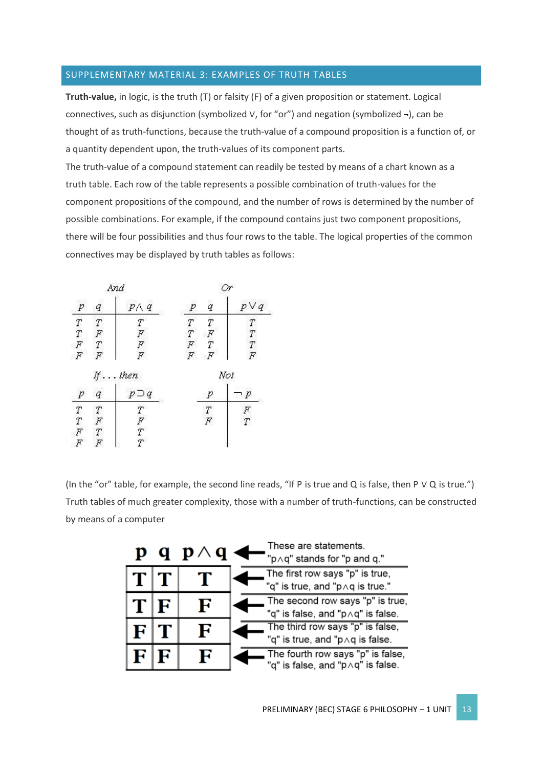## SUPPLEMENTARY MATERIAL 3: EXAMPLES OF TRUTH TABLES

**Truth-value,** in logic, is the truth (T) or falsity (F) of a given proposition or statement. Logical connectives, such as disjunction (symbolized ∨, for "or") and negation (symbolized ¬), can be thought of as truth-functions, because the truth-value of a compound proposition is a function of, or a quantity dependent upon, the truth-values of its component parts.

The truth-value of a compound statement can readily be tested by means of a chart known as a truth table. Each row of the table represents a possible combination of truth-values for the component propositions of the compound, and the number of rows is determined by the number of possible combinations. For example, if the compound contains just two component propositions, there will be four possibilities and thus four rows to the table. The logical properties of the common connectives may be displayed by truth tables as follows:

*And*

| $p$ | $q$ | $p \wedge q$ |
|---|---|---|
| T | T | T |
| T | F | F |
| F | T | F |
| F | F | F |

*Or*

| $p$ | $q$ | $p \vee q$ |
|---|---|---|
| T | T | T |
| T | F | T |
| F | T | T |
| F | F | F |

*If . . . then*

| $p$ | $q$ | $p \supset q$ |
|---|---|---|
| T | T | T |
| T | F | F |
| F | T | T |
| F | F | T |

*Not*

| $p$ | $\neg p$ |
|---|---|
| T | F |
| F | T |

(In the "or" table, for example, the second line reads, "If P is true and Q is false, then P ∨ Q is true.") Truth tables of much greater complexity, those with a number of truth-functions, can be constructed by means of a computer

| p | q | p∧q | |
|---|---|---|---|
| | | | ← These are statements. "p∧q" stands for "p and q." |
| T | T | T | ← The first row says "p" is true, "q" is true, and "p∧q is true." |
| T | F | F | ← The second row says "p" is true, "q" is false, and "p∧q" is false. |
| F | T | F | ← The third row says "p" is false, "q" is true, and "p∧q is false. |
| F | F | F | ← The fourth row says "p" is false, "q" is false, and "p∧q" is false. |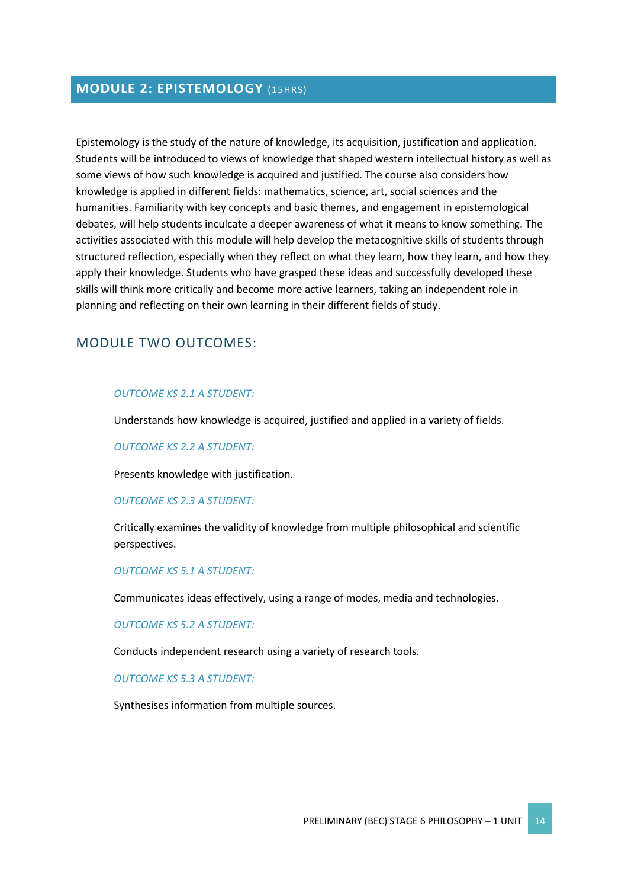## MODULE 2: EPISTEMOLOGY (15HRS)

Epistemology is the study of the nature of knowledge, its acquisition, justification and application. Students will be introduced to views of knowledge that shaped western intellectual history as well as some views of how such knowledge is acquired and justified. The course also considers how knowledge is applied in different fields: mathematics, science, art, social sciences and the humanities. Familiarity with key concepts and basic themes, and engagement in epistemological debates, will help students inculcate a deeper awareness of what it means to know something. The activities associated with this module will help develop the metacognitive skills of students through structured reflection, especially when they reflect on what they learn, how they learn, and how they apply their knowledge. Students who have grasped these ideas and successfully developed these skills will think more critically and become more active learners, taking an independent role in planning and reflecting on their own learning in their different fields of study.

### MODULE TWO OUTCOMES:

*OUTCOME KS 2.1 A STUDENT:*

Understands how knowledge is acquired, justified and applied in a variety of fields.

*OUTCOME KS 2.2 A STUDENT:*

Presents knowledge with justification.

*OUTCOME KS 2.3 A STUDENT:*

Critically examines the validity of knowledge from multiple philosophical and scientific perspectives.

*OUTCOME KS 5.1 A STUDENT:*

Communicates ideas effectively, using a range of modes, media and technologies.

*OUTCOME KS 5.2 A STUDENT:*

Conducts independent research using a variety of research tools.

*OUTCOME KS 5.3 A STUDENT:*

Synthesises information from multiple sources.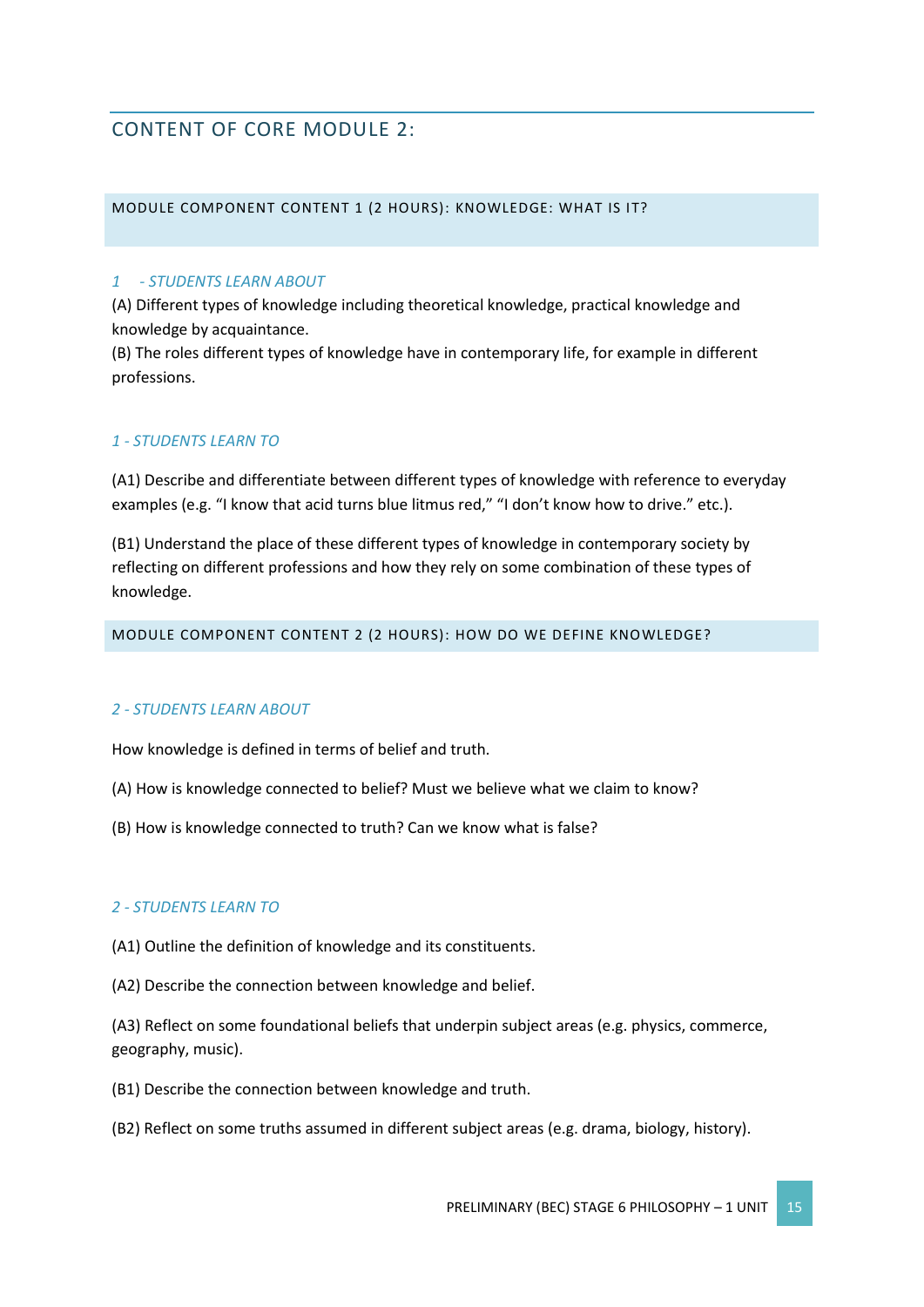## CONTENT OF CORE MODULE 2:

### MODULE COMPONENT CONTENT 1 (2 HOURS): KNOWLEDGE: WHAT IS IT?

*1 - STUDENTS LEARN ABOUT*

(A) Different types of knowledge including theoretical knowledge, practical knowledge and knowledge by acquaintance.

(B) The roles different types of knowledge have in contemporary life, for example in different professions.

*1 - STUDENTS LEARN TO*

(A1) Describe and differentiate between different types of knowledge with reference to everyday examples (e.g. "I know that acid turns blue litmus red," "I don't know how to drive." etc.).

(B1) Understand the place of these different types of knowledge in contemporary society by reflecting on different professions and how they rely on some combination of these types of knowledge.

### MODULE COMPONENT CONTENT 2 (2 HOURS): HOW DO WE DEFINE KNOWLEDGE?

*2 - STUDENTS LEARN ABOUT*

How knowledge is defined in terms of belief and truth.

(A) How is knowledge connected to belief? Must we believe what we claim to know?

(B) How is knowledge connected to truth? Can we know what is false?

*2 - STUDENTS LEARN TO*

(A1) Outline the definition of knowledge and its constituents.

(A2) Describe the connection between knowledge and belief.

(A3) Reflect on some foundational beliefs that underpin subject areas (e.g. physics, commerce, geography, music).

(B1) Describe the connection between knowledge and truth.

(B2) Reflect on some truths assumed in different subject areas (e.g. drama, biology, history).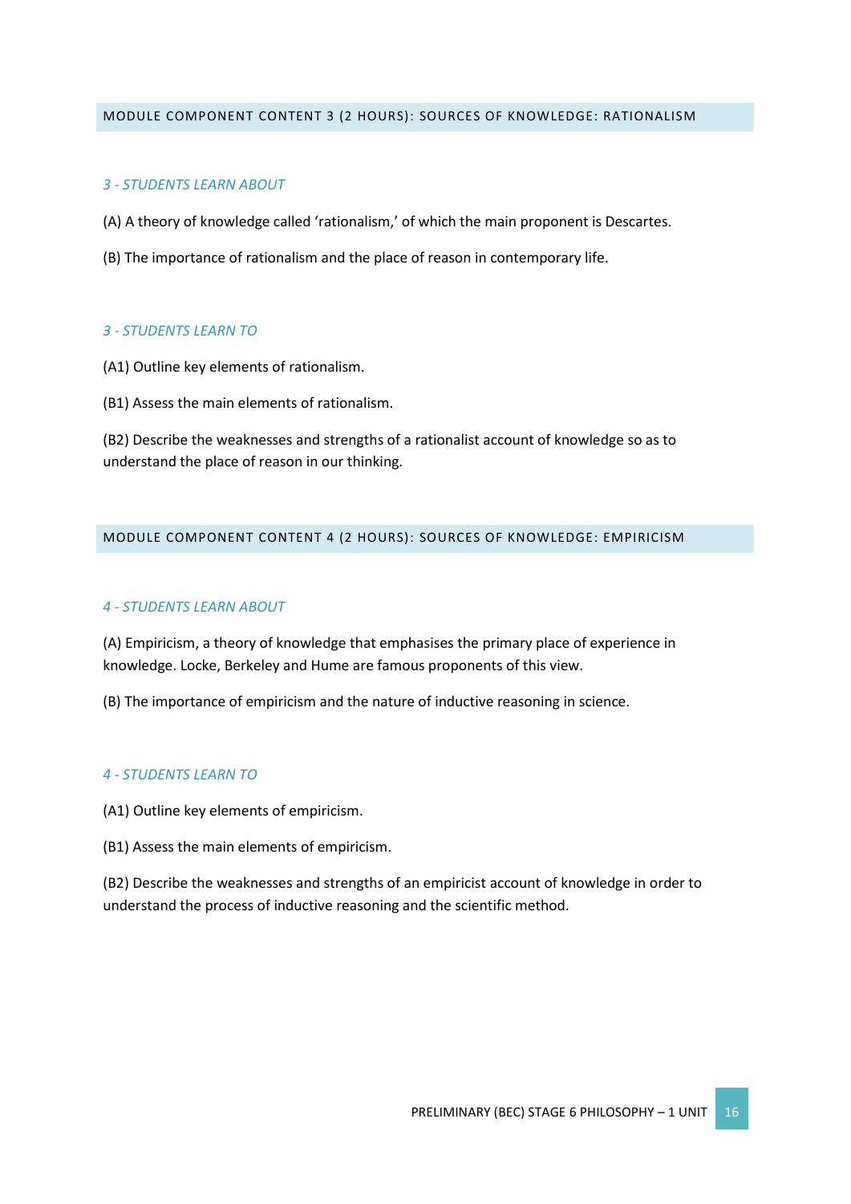## MODULE COMPONENT CONTENT 3 (2 HOURS): SOURCES OF KNOWLEDGE: RATIONALISM

### *3 - STUDENTS LEARN ABOUT*

(A) A theory of knowledge called 'rationalism,' of which the main proponent is Descartes.

(B) The importance of rationalism and the place of reason in contemporary life.

### *3 - STUDENTS LEARN TO*

(A1) Outline key elements of rationalism.

(B1) Assess the main elements of rationalism.

(B2) Describe the weaknesses and strengths of a rationalist account of knowledge so as to understand the place of reason in our thinking.

## MODULE COMPONENT CONTENT 4 (2 HOURS): SOURCES OF KNOWLEDGE: EMPIRICISM

### *4 - STUDENTS LEARN ABOUT*

(A) Empiricism, a theory of knowledge that emphasises the primary place of experience in knowledge. Locke, Berkeley and Hume are famous proponents of this view.

(B) The importance of empiricism and the nature of inductive reasoning in science.

### *4 - STUDENTS LEARN TO*

(A1) Outline key elements of empiricism.

(B1) Assess the main elements of empiricism.

(B2) Describe the weaknesses and strengths of an empiricist account of knowledge in order to understand the process of inductive reasoning and the scientific method.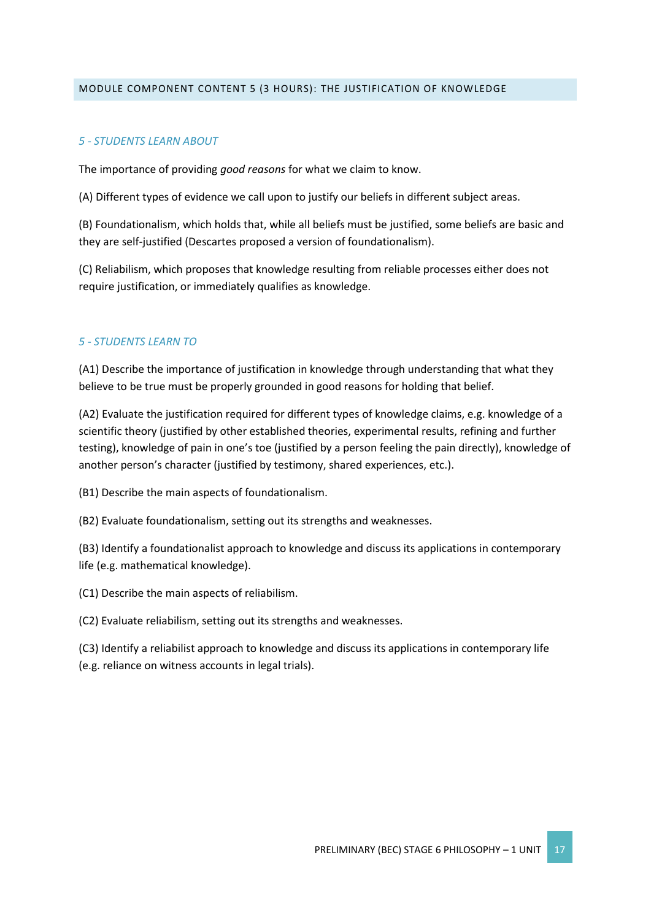## MODULE COMPONENT CONTENT 5 (3 HOURS): THE JUSTIFICATION OF KNOWLEDGE

### *5 - STUDENTS LEARN ABOUT*

The importance of providing *good reasons* for what we claim to know.

(A) Different types of evidence we call upon to justify our beliefs in different subject areas.

(B) Foundationalism, which holds that, while all beliefs must be justified, some beliefs are basic and they are self-justified (Descartes proposed a version of foundationalism).

(C) Reliabilism, which proposes that knowledge resulting from reliable processes either does not require justification, or immediately qualifies as knowledge.

### *5 - STUDENTS LEARN TO*

(A1) Describe the importance of justification in knowledge through understanding that what they believe to be true must be properly grounded in good reasons for holding that belief.

(A2) Evaluate the justification required for different types of knowledge claims, e.g. knowledge of a scientific theory (justified by other established theories, experimental results, refining and further testing), knowledge of pain in one's toe (justified by a person feeling the pain directly), knowledge of another person's character (justified by testimony, shared experiences, etc.).

(B1) Describe the main aspects of foundationalism.

(B2) Evaluate foundationalism, setting out its strengths and weaknesses.

(B3) Identify a foundationalist approach to knowledge and discuss its applications in contemporary life (e.g. mathematical knowledge).

(C1) Describe the main aspects of reliabilism.

(C2) Evaluate reliabilism, setting out its strengths and weaknesses.

(C3) Identify a reliabilist approach to knowledge and discuss its applications in contemporary life (e.g. reliance on witness accounts in legal trials).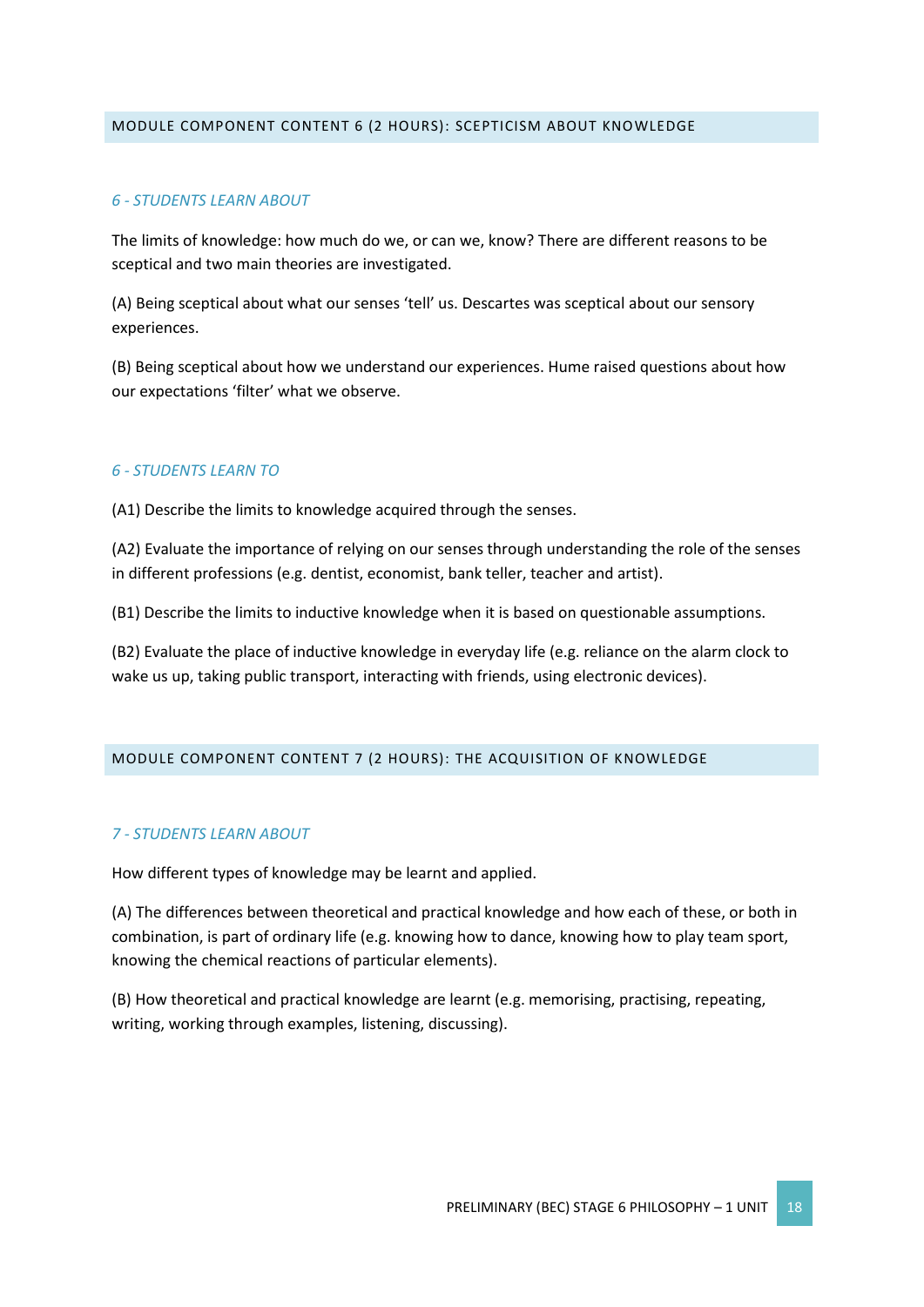## MODULE COMPONENT CONTENT 6 (2 HOURS): SCEPTICISM ABOUT KNOWLEDGE

### *6 - STUDENTS LEARN ABOUT*

The limits of knowledge: how much do we, or can we, know? There are different reasons to be sceptical and two main theories are investigated.

(A) Being sceptical about what our senses 'tell' us. Descartes was sceptical about our sensory experiences.

(B) Being sceptical about how we understand our experiences. Hume raised questions about how our expectations 'filter' what we observe.

### *6 - STUDENTS LEARN TO*

(A1) Describe the limits to knowledge acquired through the senses.

(A2) Evaluate the importance of relying on our senses through understanding the role of the senses in different professions (e.g. dentist, economist, bank teller, teacher and artist).

(B1) Describe the limits to inductive knowledge when it is based on questionable assumptions.

(B2) Evaluate the place of inductive knowledge in everyday life (e.g. reliance on the alarm clock to wake us up, taking public transport, interacting with friends, using electronic devices).

## MODULE COMPONENT CONTENT 7 (2 HOURS): THE ACQUISITION OF KNOWLEDGE

### *7 - STUDENTS LEARN ABOUT*

How different types of knowledge may be learnt and applied.

(A) The differences between theoretical and practical knowledge and how each of these, or both in combination, is part of ordinary life (e.g. knowing how to dance, knowing how to play team sport, knowing the chemical reactions of particular elements).

(B) How theoretical and practical knowledge are learnt (e.g. memorising, practising, repeating, writing, working through examples, listening, discussing).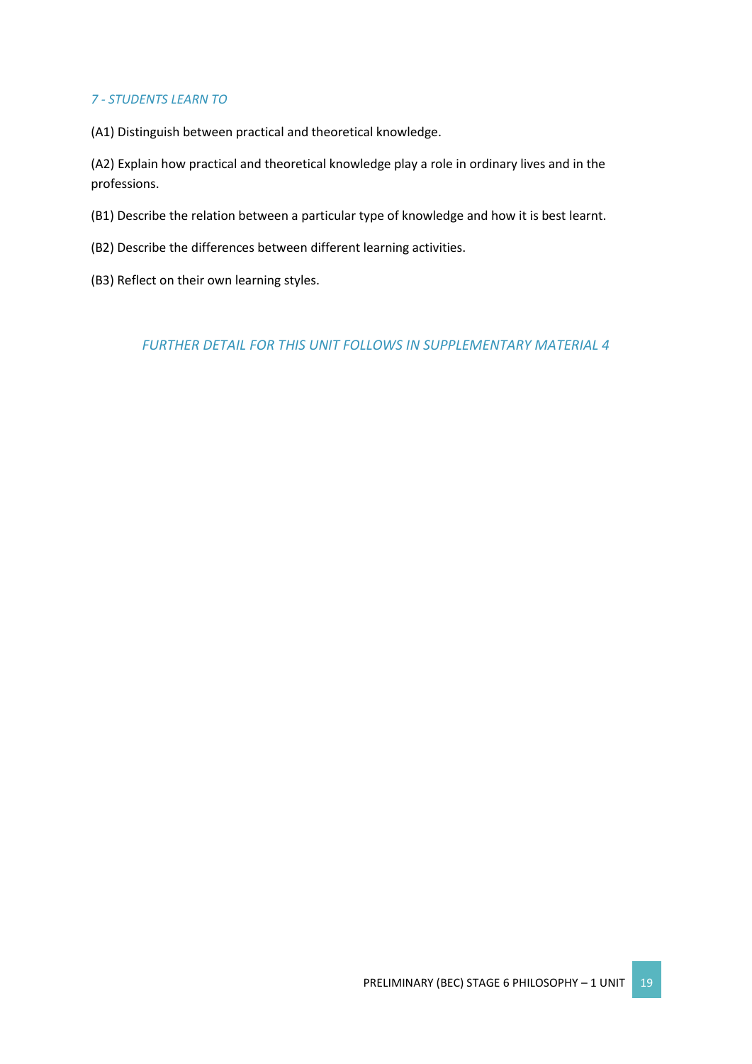*7 - STUDENTS LEARN TO*

(A1) Distinguish between practical and theoretical knowledge.

(A2) Explain how practical and theoretical knowledge play a role in ordinary lives and in the professions.

(B1) Describe the relation between a particular type of knowledge and how it is best learnt.

(B2) Describe the differences between different learning activities.

(B3) Reflect on their own learning styles.

*FURTHER DETAIL FOR THIS UNIT FOLLOWS IN SUPPLEMENTARY MATERIAL 4*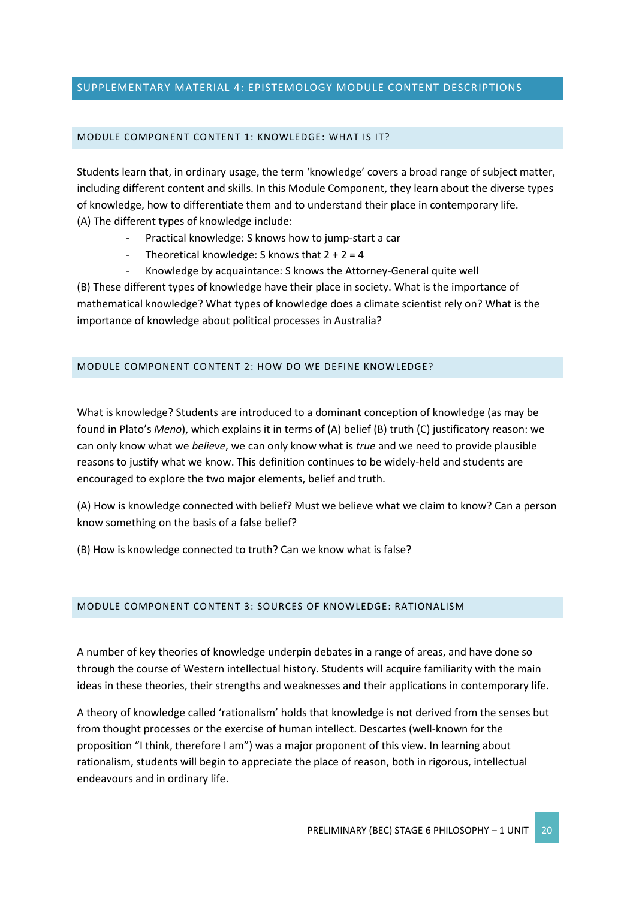# SUPPLEMENTARY MATERIAL 4: EPISTEMOLOGY MODULE CONTENT DESCRIPTIONS

## MODULE COMPONENT CONTENT 1: KNOWLEDGE: WHAT IS IT?

Students learn that, in ordinary usage, the term 'knowledge' covers a broad range of subject matter, including different content and skills. In this Module Component, they learn about the diverse types of knowledge, how to differentiate them and to understand their place in contemporary life.

(A) The different types of knowledge include:

- Practical knowledge: S knows how to jump-start a car
- Theoretical knowledge: S knows that 2 + 2 = 4
- Knowledge by acquaintance: S knows the Attorney-General quite well

(B) These different types of knowledge have their place in society. What is the importance of mathematical knowledge? What types of knowledge does a climate scientist rely on? What is the importance of knowledge about political processes in Australia?

## MODULE COMPONENT CONTENT 2: HOW DO WE DEFINE KNOWLEDGE?

What is knowledge? Students are introduced to a dominant conception of knowledge (as may be found in Plato's *Meno*), which explains it in terms of (A) belief (B) truth (C) justificatory reason: we can only know what we *believe*, we can only know what is *true* and we need to provide plausible reasons to justify what we know. This definition continues to be widely-held and students are encouraged to explore the two major elements, belief and truth.

(A) How is knowledge connected with belief? Must we believe what we claim to know? Can a person know something on the basis of a false belief?

(B) How is knowledge connected to truth? Can we know what is false?

## MODULE COMPONENT CONTENT 3: SOURCES OF KNOWLEDGE: RATIONALISM

A number of key theories of knowledge underpin debates in a range of areas, and have done so through the course of Western intellectual history. Students will acquire familiarity with the main ideas in these theories, their strengths and weaknesses and their applications in contemporary life.

A theory of knowledge called 'rationalism' holds that knowledge is not derived from the senses but from thought processes or the exercise of human intellect. Descartes (well-known for the proposition "I think, therefore I am") was a major proponent of this view. In learning about rationalism, students will begin to appreciate the place of reason, both in rigorous, intellectual endeavours and in ordinary life.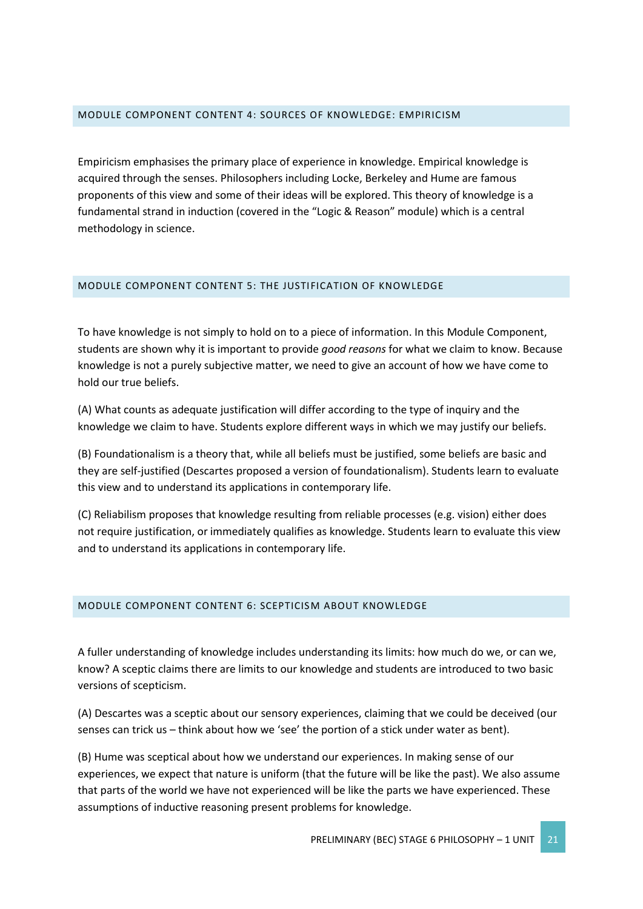## MODULE COMPONENT CONTENT 4: SOURCES OF KNOWLEDGE: EMPIRICISM

Empiricism emphasises the primary place of experience in knowledge. Empirical knowledge is acquired through the senses. Philosophers including Locke, Berkeley and Hume are famous proponents of this view and some of their ideas will be explored. This theory of knowledge is a fundamental strand in induction (covered in the "Logic & Reason" module) which is a central methodology in science.

## MODULE COMPONENT CONTENT 5: THE JUSTIFICATION OF KNOWLEDGE

To have knowledge is not simply to hold on to a piece of information. In this Module Component, students are shown why it is important to provide *good reasons* for what we claim to know. Because knowledge is not a purely subjective matter, we need to give an account of how we have come to hold our true beliefs.

(A) What counts as adequate justification will differ according to the type of inquiry and the knowledge we claim to have. Students explore different ways in which we may justify our beliefs.

(B) Foundationalism is a theory that, while all beliefs must be justified, some beliefs are basic and they are self-justified (Descartes proposed a version of foundationalism). Students learn to evaluate this view and to understand its applications in contemporary life.

(C) Reliabilism proposes that knowledge resulting from reliable processes (e.g. vision) either does not require justification, or immediately qualifies as knowledge. Students learn to evaluate this view and to understand its applications in contemporary life.

## MODULE COMPONENT CONTENT 6: SCEPTICISM ABOUT KNOWLEDGE

A fuller understanding of knowledge includes understanding its limits: how much do we, or can we, know? A sceptic claims there are limits to our knowledge and students are introduced to two basic versions of scepticism.

(A) Descartes was a sceptic about our sensory experiences, claiming that we could be deceived (our senses can trick us – think about how we 'see' the portion of a stick under water as bent).

(B) Hume was sceptical about how we understand our experiences. In making sense of our experiences, we expect that nature is uniform (that the future will be like the past). We also assume that parts of the world we have not experienced will be like the parts we have experienced. These assumptions of inductive reasoning present problems for knowledge.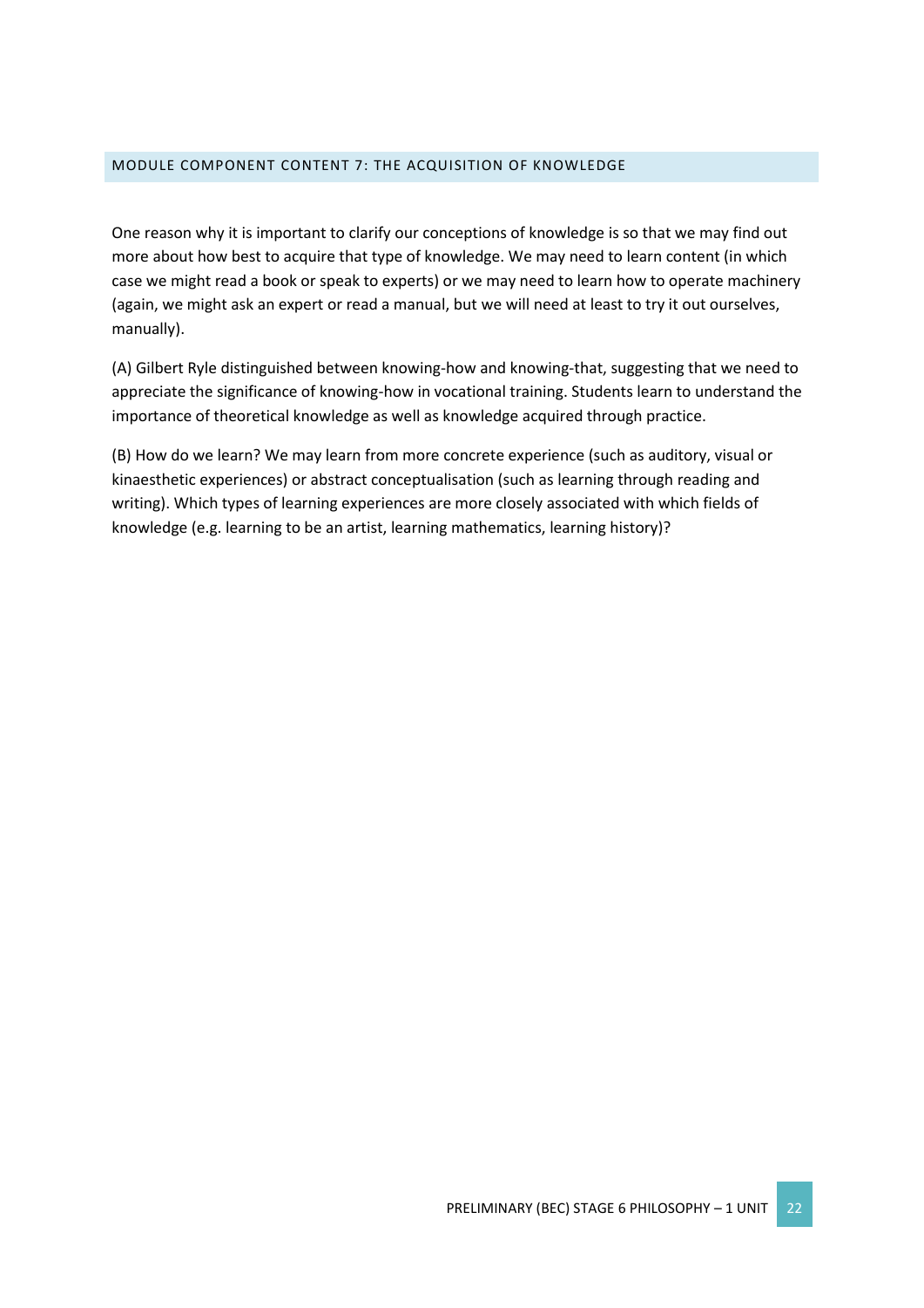## MODULE COMPONENT CONTENT 7: THE ACQUISITION OF KNOWLEDGE

One reason why it is important to clarify our conceptions of knowledge is so that we may find out more about how best to acquire that type of knowledge. We may need to learn content (in which case we might read a book or speak to experts) or we may need to learn how to operate machinery (again, we might ask an expert or read a manual, but we will need at least to try it out ourselves, manually).

(A) Gilbert Ryle distinguished between knowing-how and knowing-that, suggesting that we need to appreciate the significance of knowing-how in vocational training. Students learn to understand the importance of theoretical knowledge as well as knowledge acquired through practice.

(B) How do we learn? We may learn from more concrete experience (such as auditory, visual or kinaesthetic experiences) or abstract conceptualisation (such as learning through reading and writing). Which types of learning experiences are more closely associated with which fields of knowledge (e.g. learning to be an artist, learning mathematics, learning history)?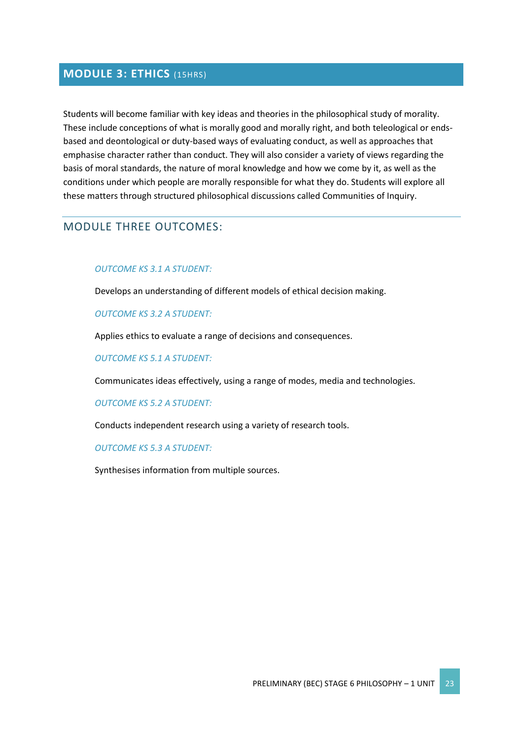## MODULE 3: ETHICS (15HRS)

Students will become familiar with key ideas and theories in the philosophical study of morality. These include conceptions of what is morally good and morally right, and both teleological or ends-based and deontological or duty-based ways of evaluating conduct, as well as approaches that emphasise character rather than conduct. They will also consider a variety of views regarding the basis of moral standards, the nature of moral knowledge and how we come by it, as well as the conditions under which people are morally responsible for what they do. Students will explore all these matters through structured philosophical discussions called Communities of Inquiry.

### MODULE THREE OUTCOMES:

*OUTCOME KS 3.1 A STUDENT:*

Develops an understanding of different models of ethical decision making.

*OUTCOME KS 3.2 A STUDENT:*

Applies ethics to evaluate a range of decisions and consequences.

*OUTCOME KS 5.1 A STUDENT:*

Communicates ideas effectively, using a range of modes, media and technologies.

*OUTCOME KS 5.2 A STUDENT:*

Conducts independent research using a variety of research tools.

*OUTCOME KS 5.3 A STUDENT:*

Synthesises information from multiple sources.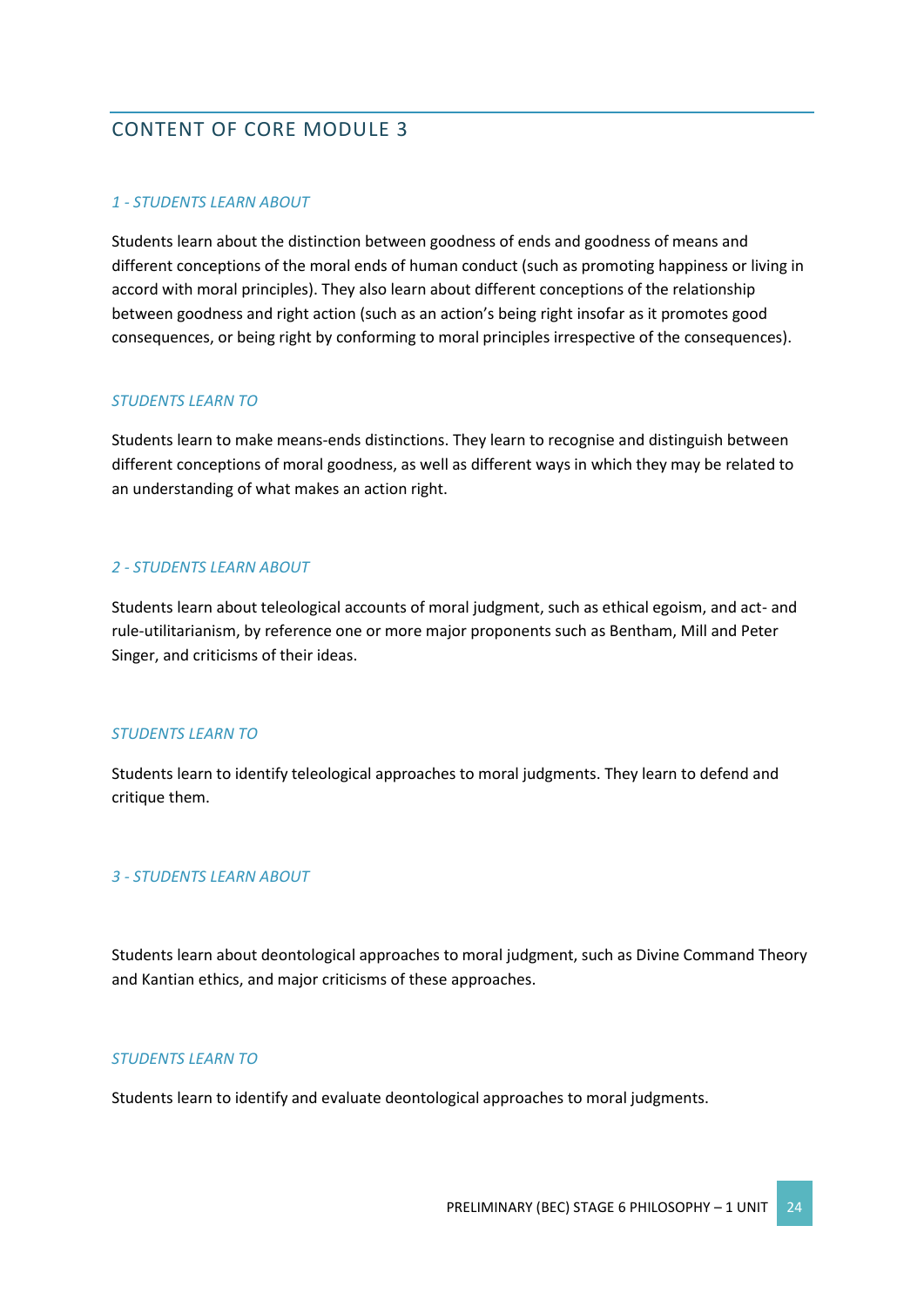## CONTENT OF CORE MODULE 3

### *1 - STUDENTS LEARN ABOUT*

Students learn about the distinction between goodness of ends and goodness of means and different conceptions of the moral ends of human conduct (such as promoting happiness or living in accord with moral principles). They also learn about different conceptions of the relationship between goodness and right action (such as an action's being right insofar as it promotes good consequences, or being right by conforming to moral principles irrespective of the consequences).

### *STUDENTS LEARN TO*

Students learn to make means-ends distinctions. They learn to recognise and distinguish between different conceptions of moral goodness, as well as different ways in which they may be related to an understanding of what makes an action right.

### *2 - STUDENTS LEARN ABOUT*

Students learn about teleological accounts of moral judgment, such as ethical egoism, and act- and rule-utilitarianism, by reference one or more major proponents such as Bentham, Mill and Peter Singer, and criticisms of their ideas.

### *STUDENTS LEARN TO*

Students learn to identify teleological approaches to moral judgments. They learn to defend and critique them.

### *3 - STUDENTS LEARN ABOUT*

Students learn about deontological approaches to moral judgment, such as Divine Command Theory and Kantian ethics, and major criticisms of these approaches.

### *STUDENTS LEARN TO*

Students learn to identify and evaluate deontological approaches to moral judgments.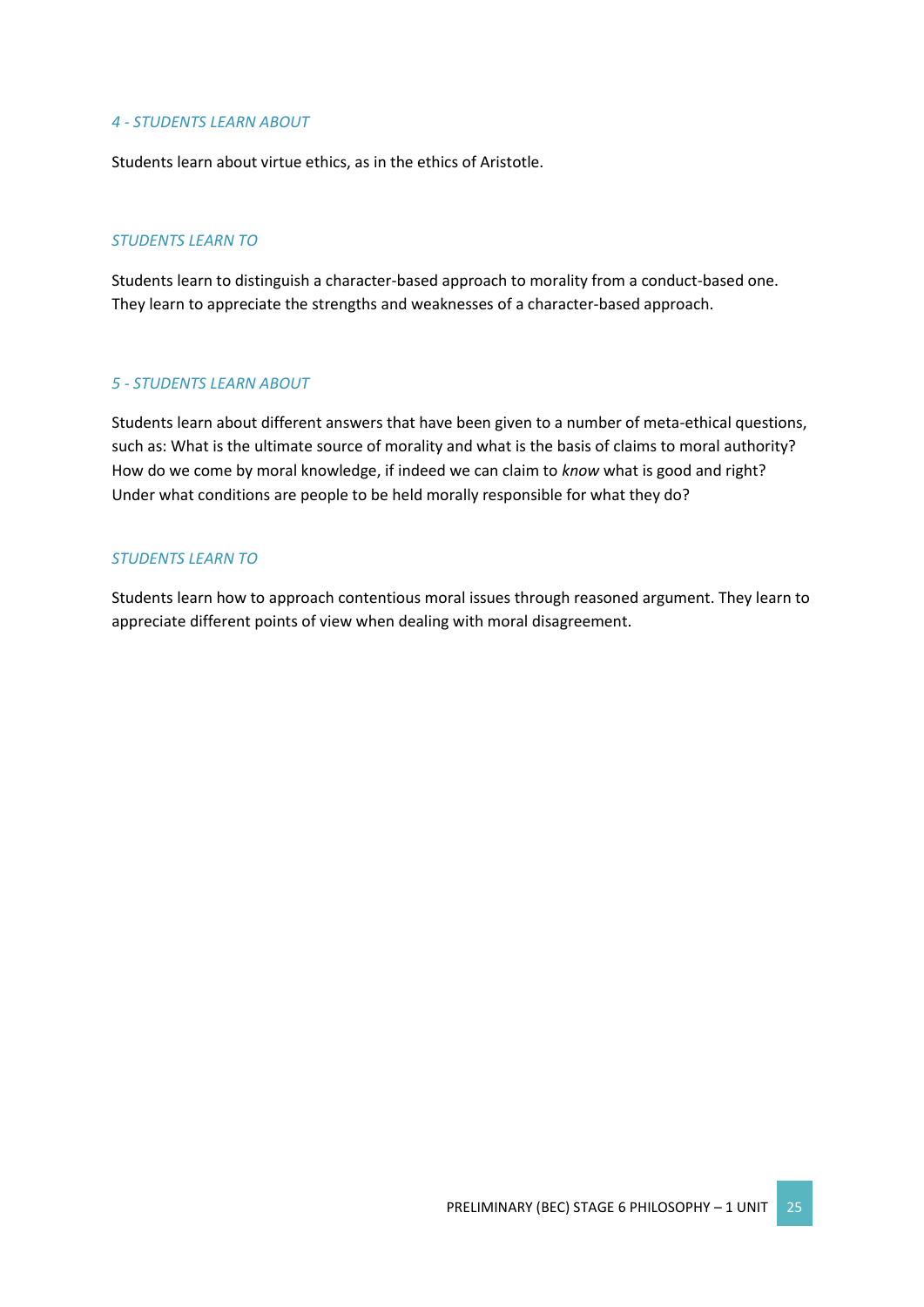#### *4 - STUDENTS LEARN ABOUT*

Students learn about virtue ethics, as in the ethics of Aristotle.

#### *STUDENTS LEARN TO*

Students learn to distinguish a character-based approach to morality from a conduct-based one. They learn to appreciate the strengths and weaknesses of a character-based approach.

#### *5 - STUDENTS LEARN ABOUT*

Students learn about different answers that have been given to a number of meta-ethical questions, such as: What is the ultimate source of morality and what is the basis of claims to moral authority? How do we come by moral knowledge, if indeed we can claim to *know* what is good and right? Under what conditions are people to be held morally responsible for what they do?

#### *STUDENTS LEARN TO*

Students learn how to approach contentious moral issues through reasoned argument. They learn to appreciate different points of view when dealing with moral disagreement.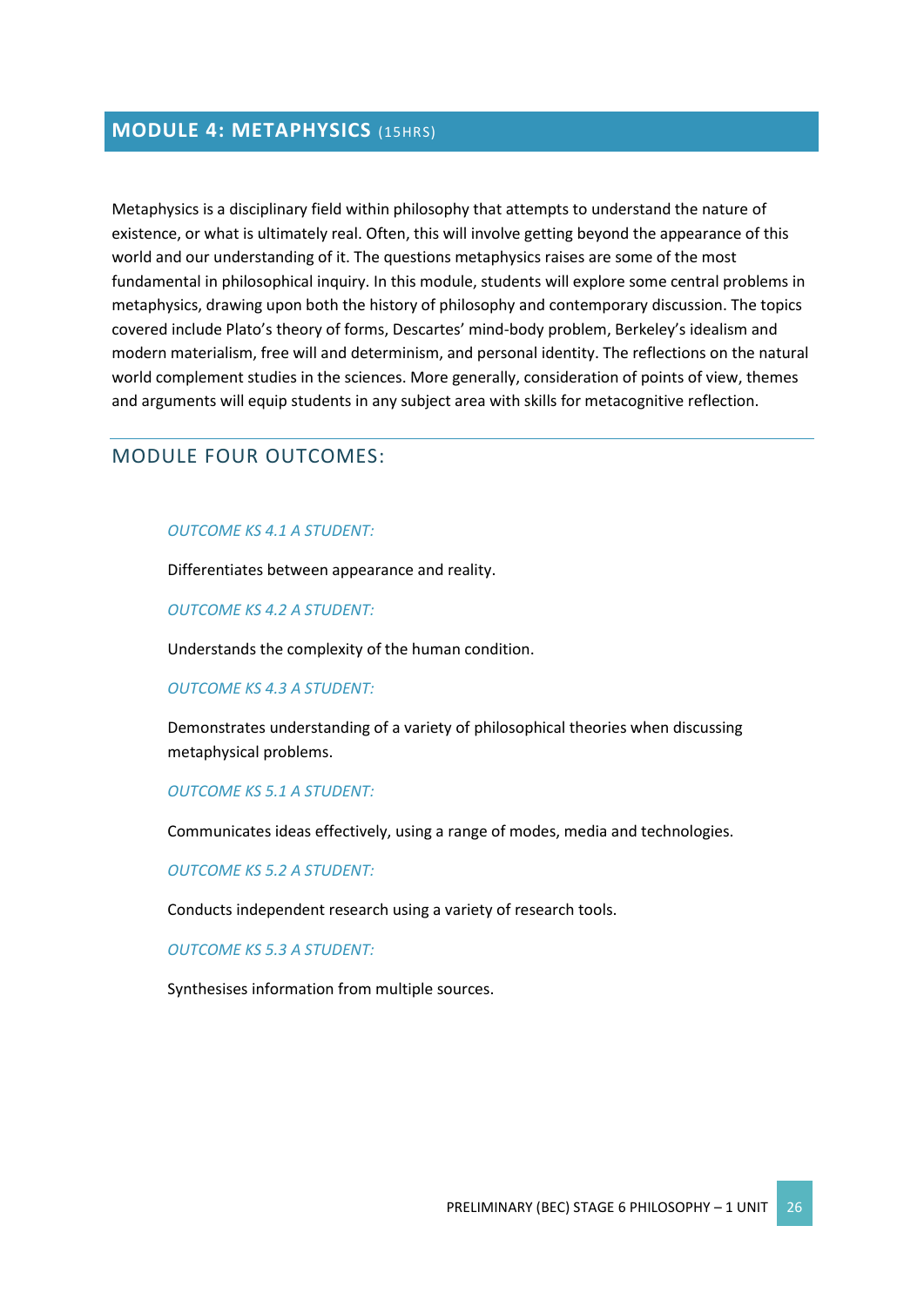## MODULE 4: METAPHYSICS (15HRS)

Metaphysics is a disciplinary field within philosophy that attempts to understand the nature of existence, or what is ultimately real. Often, this will involve getting beyond the appearance of this world and our understanding of it. The questions metaphysics raises are some of the most fundamental in philosophical inquiry. In this module, students will explore some central problems in metaphysics, drawing upon both the history of philosophy and contemporary discussion. The topics covered include Plato's theory of forms, Descartes' mind-body problem, Berkeley's idealism and modern materialism, free will and determinism, and personal identity. The reflections on the natural world complement studies in the sciences. More generally, consideration of points of view, themes and arguments will equip students in any subject area with skills for metacognitive reflection.

---

### MODULE FOUR OUTCOMES:

*OUTCOME KS 4.1 A STUDENT:*

Differentiates between appearance and reality.

*OUTCOME KS 4.2 A STUDENT:*

Understands the complexity of the human condition.

*OUTCOME KS 4.3 A STUDENT:*

Demonstrates understanding of a variety of philosophical theories when discussing metaphysical problems.

*OUTCOME KS 5.1 A STUDENT:*

Communicates ideas effectively, using a range of modes, media and technologies.

*OUTCOME KS 5.2 A STUDENT:*

Conducts independent research using a variety of research tools.

*OUTCOME KS 5.3 A STUDENT:*

Synthesises information from multiple sources.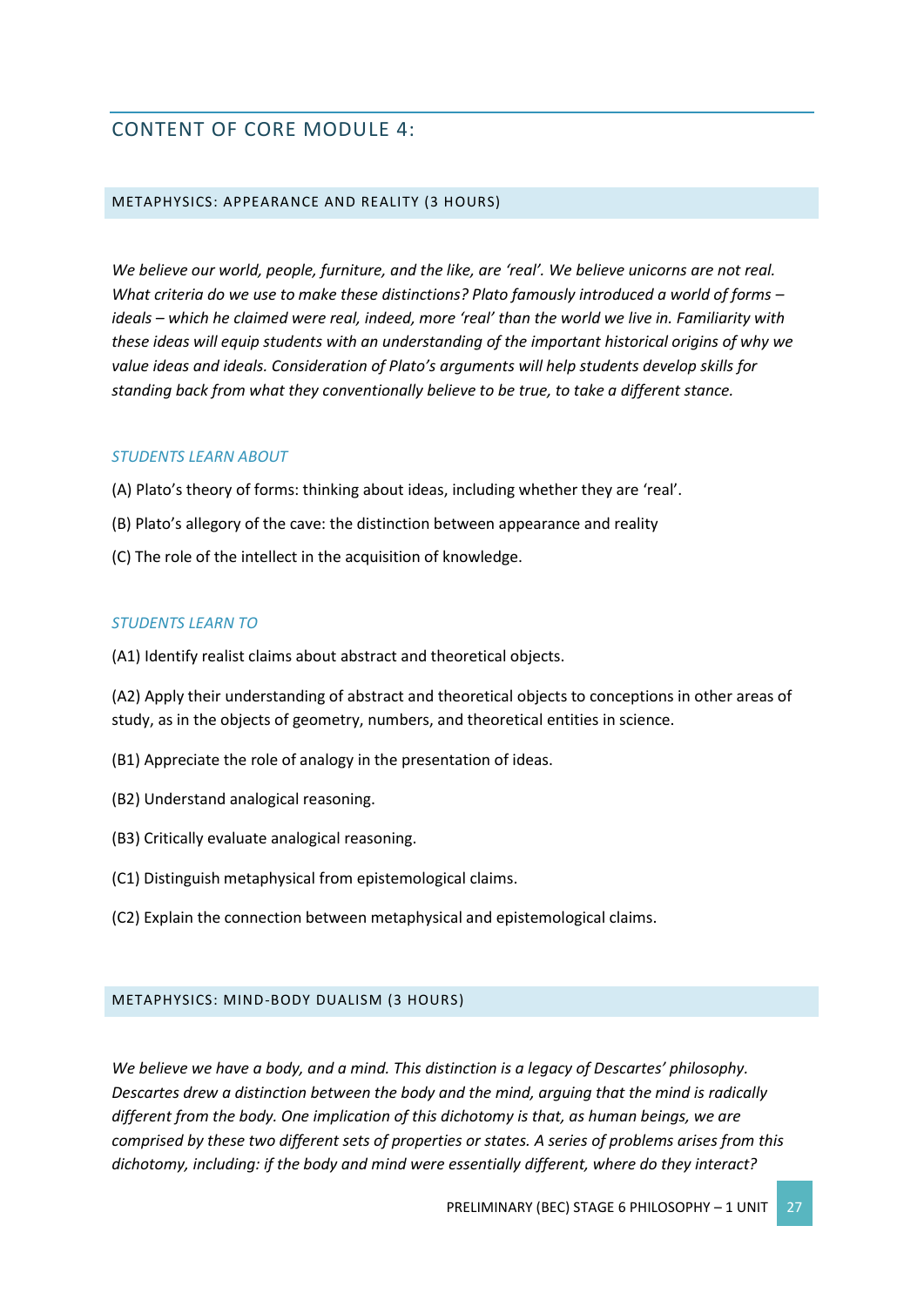## CONTENT OF CORE MODULE 4:

### METAPHYSICS: APPEARANCE AND REALITY (3 HOURS)

*We believe our world, people, furniture, and the like, are 'real'. We believe unicorns are not real. What criteria do we use to make these distinctions? Plato famously introduced a world of forms – ideals – which he claimed were real, indeed, more 'real' than the world we live in. Familiarity with these ideas will equip students with an understanding of the important historical origins of why we value ideas and ideals. Consideration of Plato's arguments will help students develop skills for standing back from what they conventionally believe to be true, to take a different stance.*

*STUDENTS LEARN ABOUT*

(A) Plato's theory of forms: thinking about ideas, including whether they are 'real'.

(B) Plato's allegory of the cave: the distinction between appearance and reality

(C) The role of the intellect in the acquisition of knowledge.

*STUDENTS LEARN TO*

(A1) Identify realist claims about abstract and theoretical objects.

(A2) Apply their understanding of abstract and theoretical objects to conceptions in other areas of study, as in the objects of geometry, numbers, and theoretical entities in science.

(B1) Appreciate the role of analogy in the presentation of ideas.

(B2) Understand analogical reasoning.

(B3) Critically evaluate analogical reasoning.

(C1) Distinguish metaphysical from epistemological claims.

(C2) Explain the connection between metaphysical and epistemological claims.

### METAPHYSICS: MIND-BODY DUALISM (3 HOURS)

*We believe we have a body, and a mind. This distinction is a legacy of Descartes' philosophy. Descartes drew a distinction between the body and the mind, arguing that the mind is radically different from the body. One implication of this dichotomy is that, as human beings, we are comprised by these two different sets of properties or states. A series of problems arises from this dichotomy, including: if the body and mind were essentially different, where do they interact?*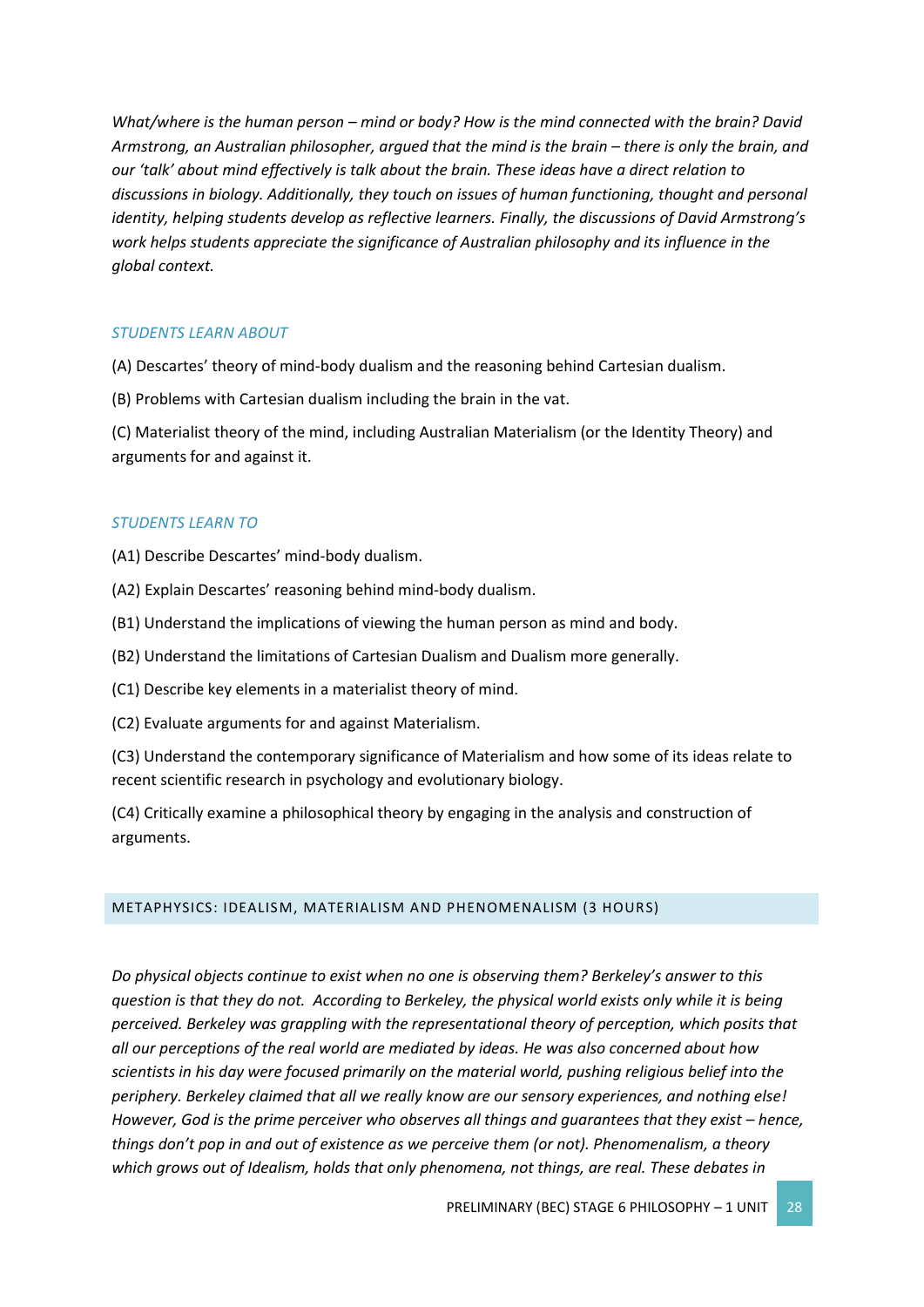*What/where is the human person – mind or body? How is the mind connected with the brain? David Armstrong, an Australian philosopher, argued that the mind is the brain – there is only the brain, and our 'talk' about mind effectively is talk about the brain. These ideas have a direct relation to discussions in biology. Additionally, they touch on issues of human functioning, thought and personal identity, helping students develop as reflective learners. Finally, the discussions of David Armstrong's work helps students appreciate the significance of Australian philosophy and its influence in the global context.*

### STUDENTS LEARN ABOUT

(A) Descartes' theory of mind-body dualism and the reasoning behind Cartesian dualism.

(B) Problems with Cartesian dualism including the brain in the vat.

(C) Materialist theory of the mind, including Australian Materialism (or the Identity Theory) and arguments for and against it.

### STUDENTS LEARN TO

(A1) Describe Descartes' mind-body dualism.

(A2) Explain Descartes' reasoning behind mind-body dualism.

(B1) Understand the implications of viewing the human person as mind and body.

(B2) Understand the limitations of Cartesian Dualism and Dualism more generally.

(C1) Describe key elements in a materialist theory of mind.

(C2) Evaluate arguments for and against Materialism.

(C3) Understand the contemporary significance of Materialism and how some of its ideas relate to recent scientific research in psychology and evolutionary biology.

(C4) Critically examine a philosophical theory by engaging in the analysis and construction of arguments.

## METAPHYSICS: IDEALISM, MATERIALISM AND PHENOMENALISM (3 HOURS)

*Do physical objects continue to exist when no one is observing them? Berkeley's answer to this question is that they do not. According to Berkeley, the physical world exists only while it is being perceived. Berkeley was grappling with the representational theory of perception, which posits that all our perceptions of the real world are mediated by ideas. He was also concerned about how scientists in his day were focused primarily on the material world, pushing religious belief into the periphery. Berkeley claimed that all we really know are our sensory experiences, and nothing else! However, God is the prime perceiver who observes all things and guarantees that they exist – hence, things don't pop in and out of existence as we perceive them (or not). Phenomenalism, a theory which grows out of Idealism, holds that only phenomena, not things, are real. These debates in*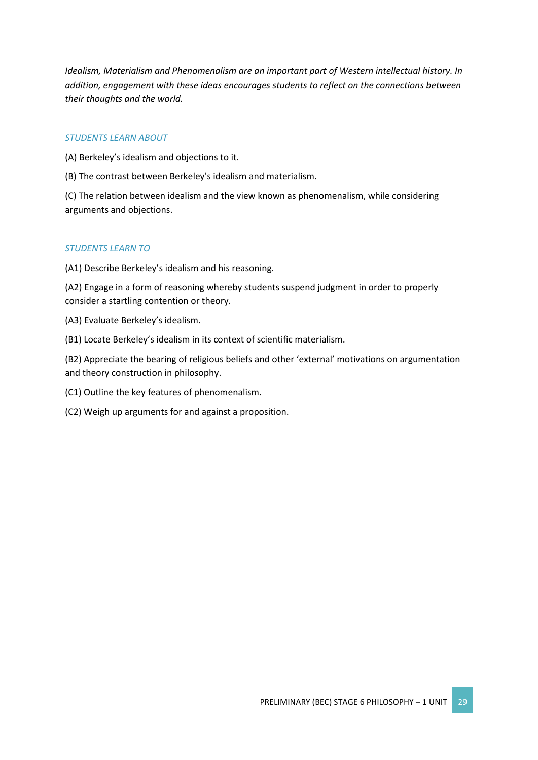*Idealism, Materialism and Phenomenalism are an important part of Western intellectual history. In addition, engagement with these ideas encourages students to reflect on the connections between their thoughts and the world.*

### *STUDENTS LEARN ABOUT*

(A) Berkeley's idealism and objections to it.

(B) The contrast between Berkeley's idealism and materialism.

(C) The relation between idealism and the view known as phenomenalism, while considering arguments and objections.

### *STUDENTS LEARN TO*

(A1) Describe Berkeley's idealism and his reasoning.

(A2) Engage in a form of reasoning whereby students suspend judgment in order to properly consider a startling contention or theory.

(A3) Evaluate Berkeley's idealism.

(B1) Locate Berkeley's idealism in its context of scientific materialism.

(B2) Appreciate the bearing of religious beliefs and other 'external' motivations on argumentation and theory construction in philosophy.

(C1) Outline the key features of phenomenalism.

(C2) Weigh up arguments for and against a proposition.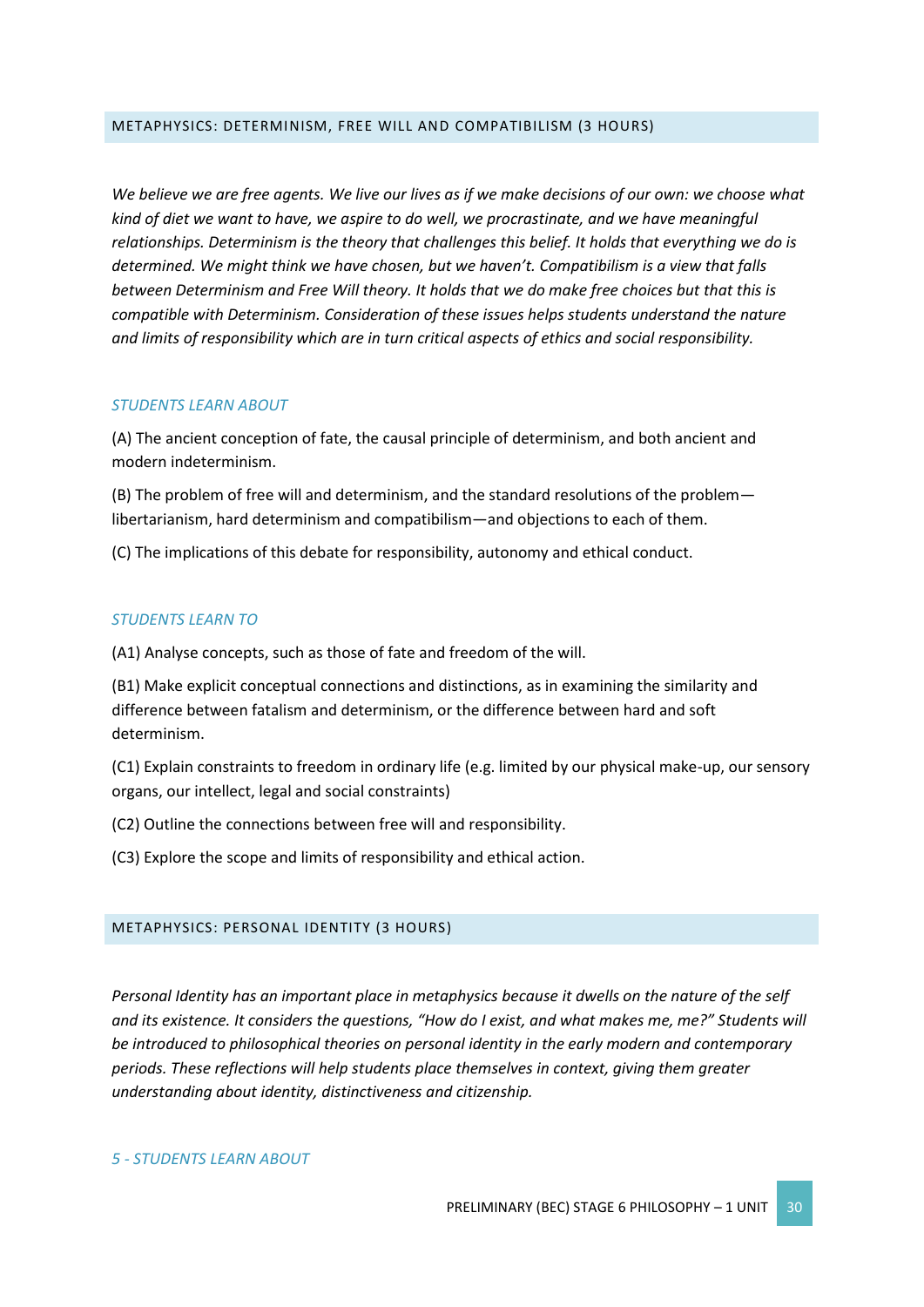## METAPHYSICS: DETERMINISM, FREE WILL AND COMPATIBILISM (3 HOURS)

*We believe we are free agents. We live our lives as if we make decisions of our own: we choose what kind of diet we want to have, we aspire to do well, we procrastinate, and we have meaningful relationships. Determinism is the theory that challenges this belief. It holds that everything we do is determined. We might think we have chosen, but we haven't. Compatibilism is a view that falls between Determinism and Free Will theory. It holds that we do make free choices but that this is compatible with Determinism. Consideration of these issues helps students understand the nature and limits of responsibility which are in turn critical aspects of ethics and social responsibility.*

### *STUDENTS LEARN ABOUT*

(A) The ancient conception of fate, the causal principle of determinism, and both ancient and modern indeterminism.

(B) The problem of free will and determinism, and the standard resolutions of the problem—libertarianism, hard determinism and compatibilism—and objections to each of them.

(C) The implications of this debate for responsibility, autonomy and ethical conduct.

### *STUDENTS LEARN TO*

(A1) Analyse concepts, such as those of fate and freedom of the will.

(B1) Make explicit conceptual connections and distinctions, as in examining the similarity and difference between fatalism and determinism, or the difference between hard and soft determinism.

(C1) Explain constraints to freedom in ordinary life (e.g. limited by our physical make-up, our sensory organs, our intellect, legal and social constraints)

(C2) Outline the connections between free will and responsibility.

(C3) Explore the scope and limits of responsibility and ethical action.

## METAPHYSICS: PERSONAL IDENTITY (3 HOURS)

*Personal Identity has an important place in metaphysics because it dwells on the nature of the self and its existence. It considers the questions, "How do I exist, and what makes me, me?" Students will be introduced to philosophical theories on personal identity in the early modern and contemporary periods. These reflections will help students place themselves in context, giving them greater understanding about identity, distinctiveness and citizenship.*

### *5 - STUDENTS LEARN ABOUT*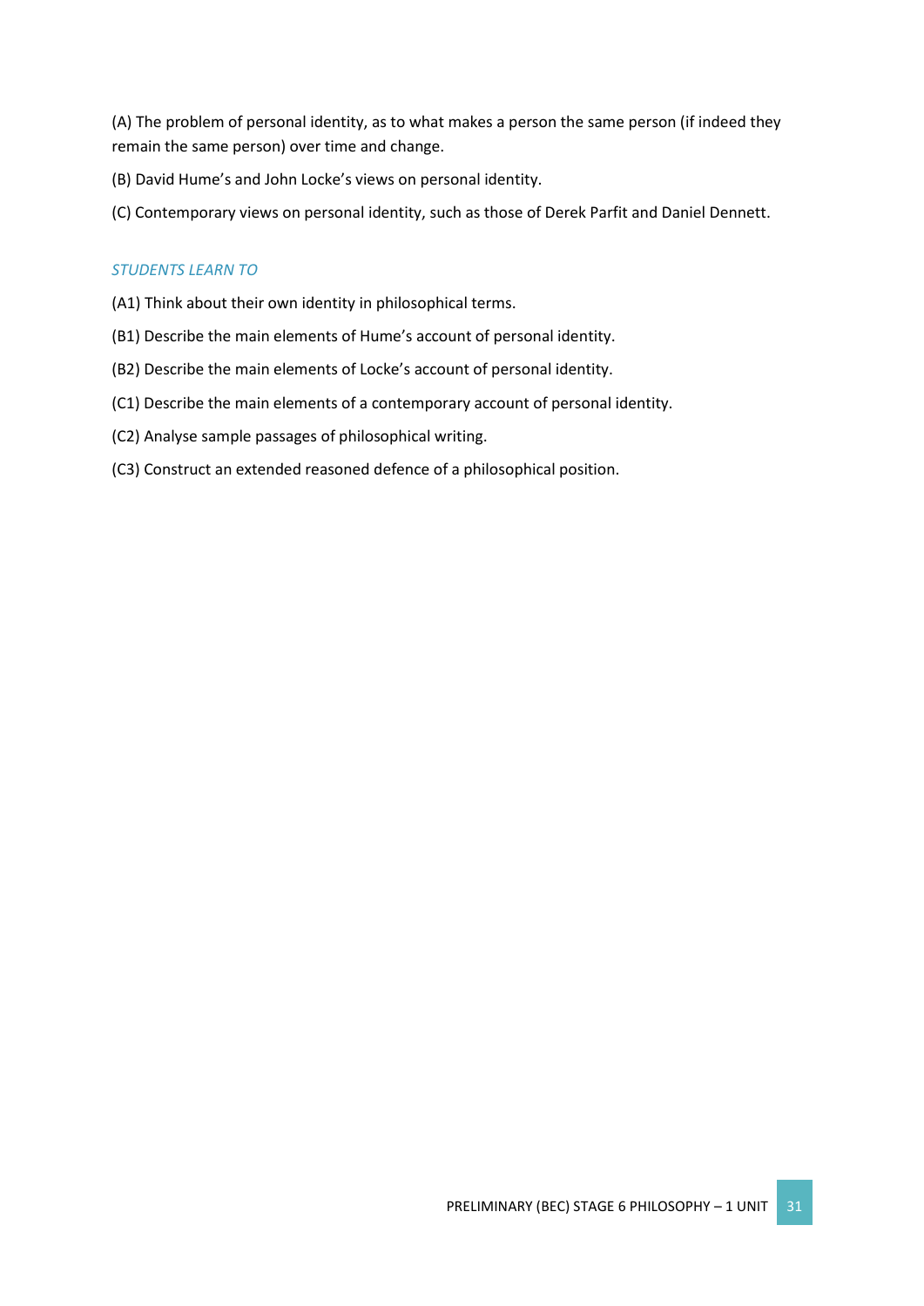(A) The problem of personal identity, as to what makes a person the same person (if indeed they remain the same person) over time and change.

(B) David Hume's and John Locke's views on personal identity.

(C) Contemporary views on personal identity, such as those of Derek Parfit and Daniel Dennett.

*STUDENTS LEARN TO*

(A1) Think about their own identity in philosophical terms.

(B1) Describe the main elements of Hume's account of personal identity.

(B2) Describe the main elements of Locke's account of personal identity.

(C1) Describe the main elements of a contemporary account of personal identity.

(C2) Analyse sample passages of philosophical writing.

(C3) Construct an extended reasoned defence of a philosophical position.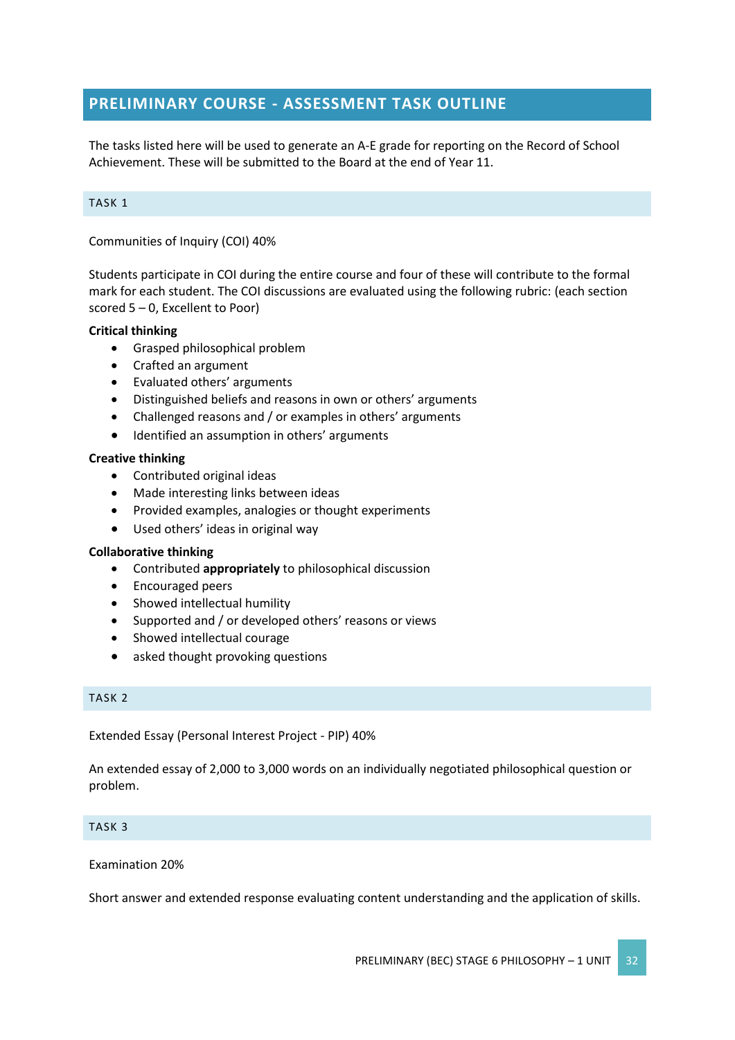## PRELIMINARY COURSE - ASSESSMENT TASK OUTLINE

The tasks listed here will be used to generate an A-E grade for reporting on the Record of School Achievement. These will be submitted to the Board at the end of Year 11.

### TASK 1

Communities of Inquiry (COI) 40%

Students participate in COI during the entire course and four of these will contribute to the formal mark for each student. The COI discussions are evaluated using the following rubric: (each section scored 5 – 0, Excellent to Poor)

**Critical thinking**

- Grasped philosophical problem
- Crafted an argument
- Evaluated others' arguments
- Distinguished beliefs and reasons in own or others' arguments
- Challenged reasons and / or examples in others' arguments
- Identified an assumption in others' arguments

**Creative thinking**

- Contributed original ideas
- Made interesting links between ideas
- Provided examples, analogies or thought experiments
- Used others' ideas in original way

**Collaborative thinking**

- Contributed **appropriately** to philosophical discussion
- Encouraged peers
- Showed intellectual humility
- Supported and / or developed others' reasons or views
- Showed intellectual courage
- asked thought provoking questions

### TASK 2

Extended Essay (Personal Interest Project - PIP) 40%

An extended essay of 2,000 to 3,000 words on an individually negotiated philosophical question or problem.

### TASK 3

Examination 20%

Short answer and extended response evaluating content understanding and the application of skills.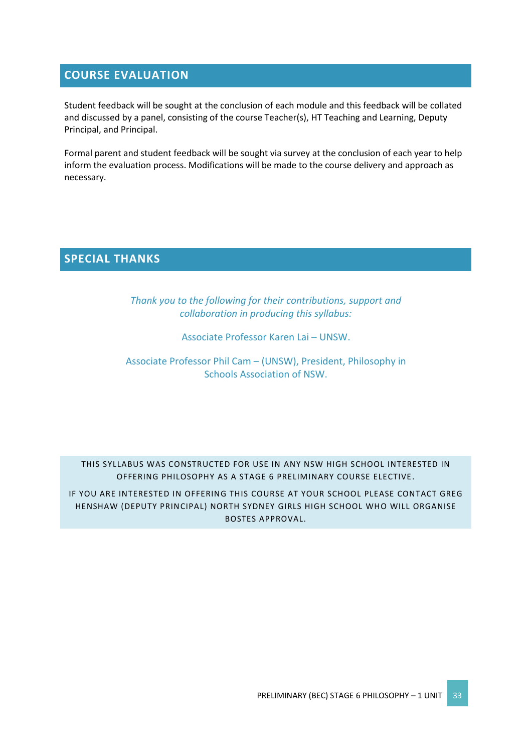## COURSE EVALUATION

Student feedback will be sought at the conclusion of each module and this feedback will be collated and discussed by a panel, consisting of the course Teacher(s), HT Teaching and Learning, Deputy Principal, and Principal.

Formal parent and student feedback will be sought via survey at the conclusion of each year to help inform the evaluation process. Modifications will be made to the course delivery and approach as necessary.

## SPECIAL THANKS

*Thank you to the following for their contributions, support and collaboration in producing this syllabus:*

Associate Professor Karen Lai – UNSW.

Associate Professor Phil Cam – (UNSW), President, Philosophy in Schools Association of NSW.

THIS SYLLABUS WAS CONSTRUCTED FOR USE IN ANY NSW HIGH SCHOOL INTERESTED IN OFFERING PHILOSOPHY AS A STAGE 6 PRELIMINARY COURSE ELECTIVE.

IF YOU ARE INTERESTED IN OFFERING THIS COURSE AT YOUR SCHOOL PLEASE CONTACT GREG HENSHAW (DEPUTY PRINCIPAL) NORTH SYDNEY GIRLS HIGH SCHOOL WHO WILL ORGANISE BOSTES APPROVAL.